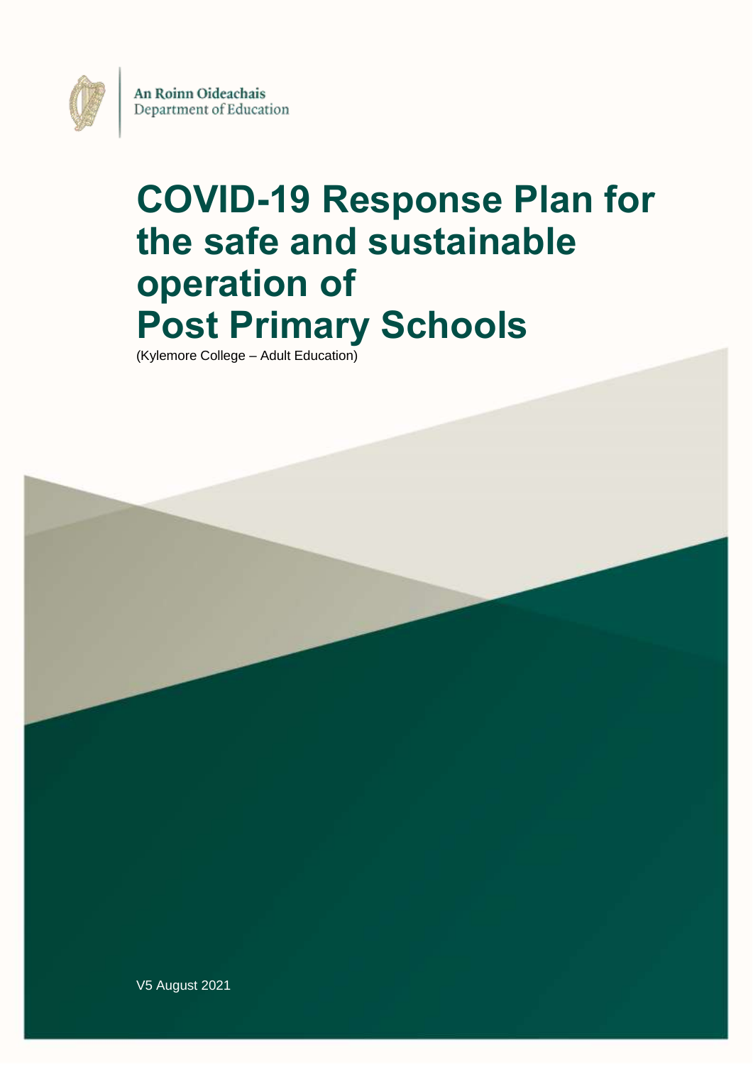An Roinn Oideachais
Department of Education

# COVID-19 Response Plan for the safe and sustainable operation of Post Primary Schools

(Kylemore College – Adult Education)

V5 August 2021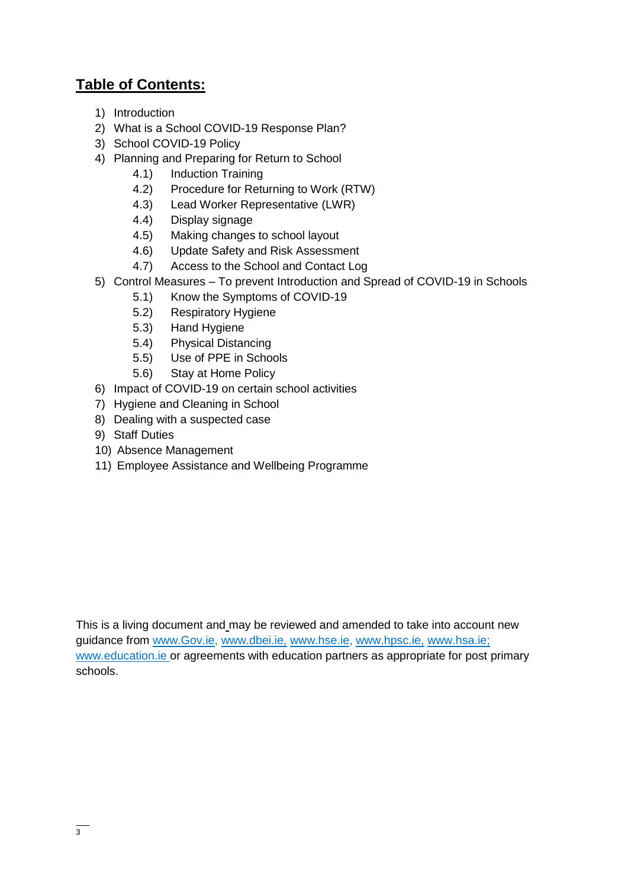## **Table of Contents:**

1) Introduction
2) What is a School COVID-19 Response Plan?
3) School COVID-19 Policy
4) Planning and Preparing for Return to School
    4.1) Induction Training
    4.2) Procedure for Returning to Work (RTW)
    4.3) Lead Worker Representative (LWR)
    4.4) Display signage
    4.5) Making changes to school layout
    4.6) Update Safety and Risk Assessment
    4.7) Access to the School and Contact Log
5) Control Measures – To prevent Introduction and Spread of COVID-19 in Schools
    5.1) Know the Symptoms of COVID-19
    5.2) Respiratory Hygiene
    5.3) Hand Hygiene
    5.4) Physical Distancing
    5.5) Use of PPE in Schools
    5.6) Stay at Home Policy
6) Impact of COVID-19 on certain school activities
7) Hygiene and Cleaning in School
8) Dealing with a suspected case
9) Staff Duties
10) Absence Management
11) Employee Assistance and Wellbeing Programme

This is a living document and may be reviewed and amended to take into account new guidance from www.Gov.ie, www.dbei.ie, www.hse.ie, www.hpsc.ie, www.hsa.ie; www.education.ie or agreements with education partners as appropriate for post primary schools.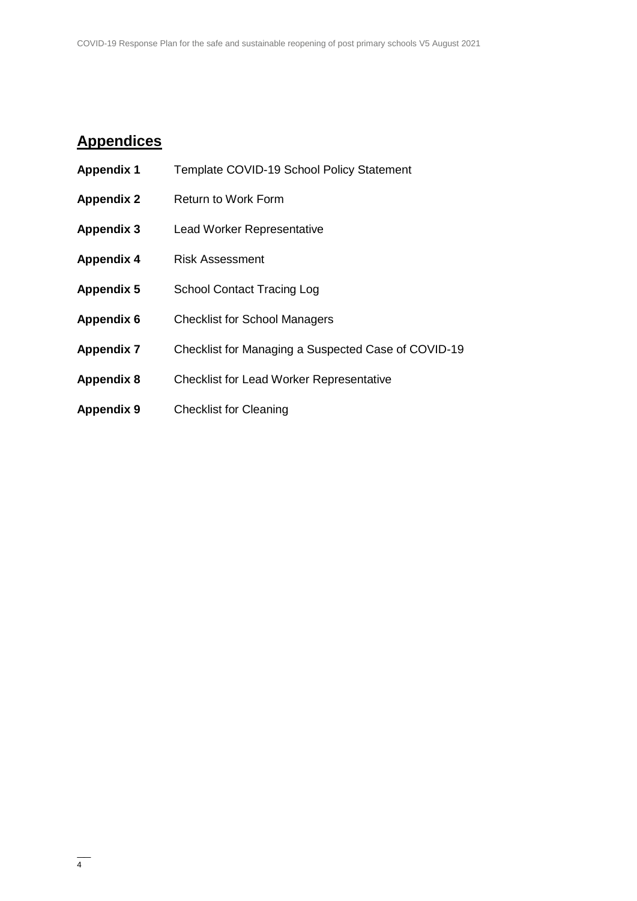## Appendices

| | |
|---|---|
| **Appendix 1** | Template COVID-19 School Policy Statement |
| **Appendix 2** | Return to Work Form |
| **Appendix 3** | Lead Worker Representative |
| **Appendix 4** | Risk Assessment |
| **Appendix 5** | School Contact Tracing Log |
| **Appendix 6** | Checklist for School Managers |
| **Appendix 7** | Checklist for Managing a Suspected Case of COVID-19 |
| **Appendix 8** | Checklist for Lead Worker Representative |
| **Appendix 9** | Checklist for Cleaning |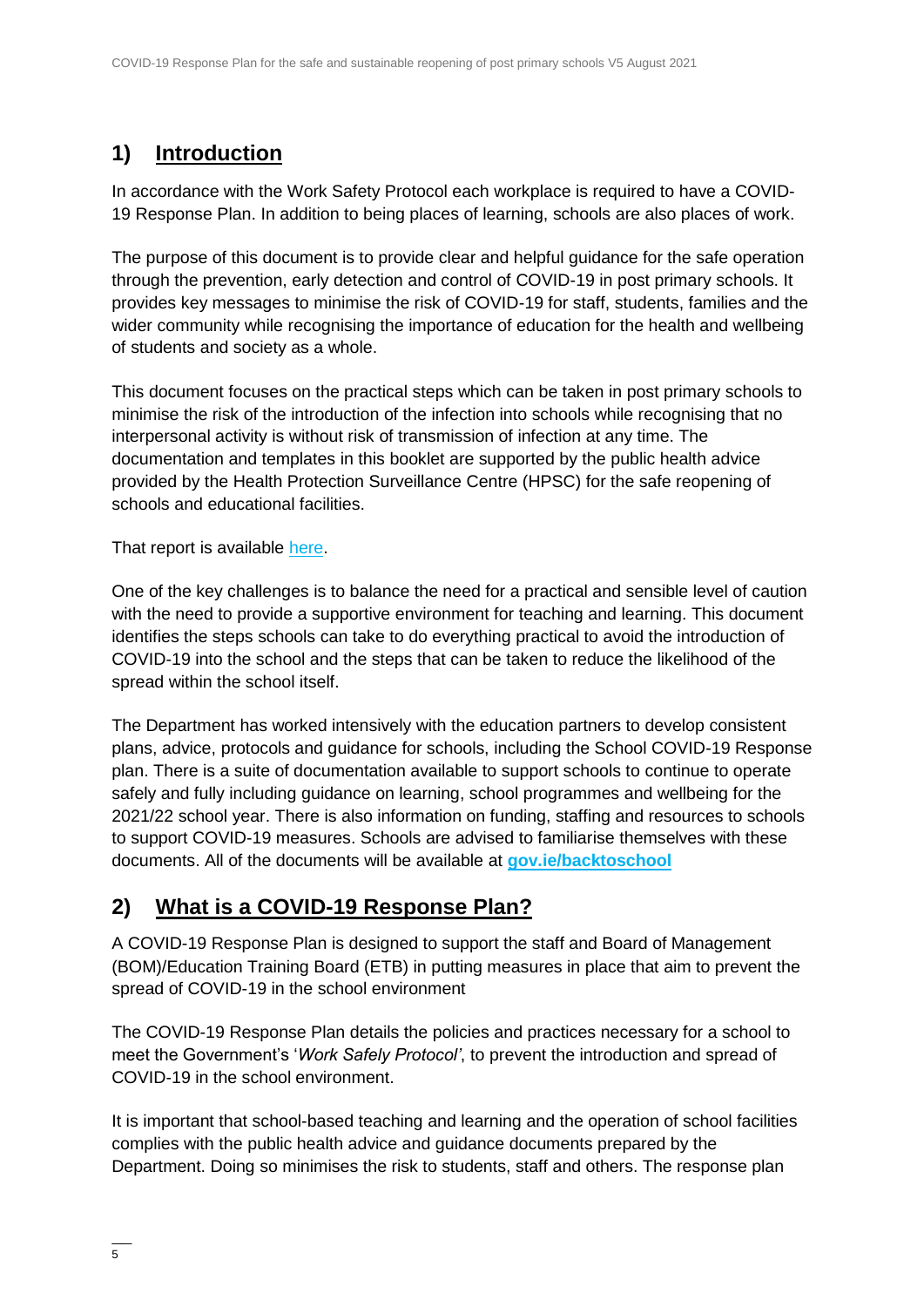## 1) Introduction

In accordance with the Work Safety Protocol each workplace is required to have a COVID-19 Response Plan. In addition to being places of learning, schools are also places of work.

The purpose of this document is to provide clear and helpful guidance for the safe operation through the prevention, early detection and control of COVID-19 in post primary schools. It provides key messages to minimise the risk of COVID-19 for staff, students, families and the wider community while recognising the importance of education for the health and wellbeing of students and society as a whole.

This document focuses on the practical steps which can be taken in post primary schools to minimise the risk of the introduction of the infection into schools while recognising that no interpersonal activity is without risk of transmission of infection at any time. The documentation and templates in this booklet are supported by the public health advice provided by the Health Protection Surveillance Centre (HPSC) for the safe reopening of schools and educational facilities.

That report is available here.

One of the key challenges is to balance the need for a practical and sensible level of caution with the need to provide a supportive environment for teaching and learning. This document identifies the steps schools can take to do everything practical to avoid the introduction of COVID-19 into the school and the steps that can be taken to reduce the likelihood of the spread within the school itself.

The Department has worked intensively with the education partners to develop consistent plans, advice, protocols and guidance for schools, including the School COVID-19 Response plan. There is a suite of documentation available to support schools to continue to operate safely and fully including guidance on learning, school programmes and wellbeing for the 2021/22 school year. There is also information on funding, staffing and resources to schools to support COVID-19 measures. Schools are advised to familiarise themselves with these documents. All of the documents will be available at **gov.ie/backtoschool**

## 2) What is a COVID-19 Response Plan?

A COVID-19 Response Plan is designed to support the staff and Board of Management (BOM)/Education Training Board (ETB) in putting measures in place that aim to prevent the spread of COVID-19 in the school environment

The COVID-19 Response Plan details the policies and practices necessary for a school to meet the Government's '*Work Safely Protocol'*, to prevent the introduction and spread of COVID-19 in the school environment.

It is important that school-based teaching and learning and the operation of school facilities complies with the public health advice and guidance documents prepared by the Department. Doing so minimises the risk to students, staff and others. The response plan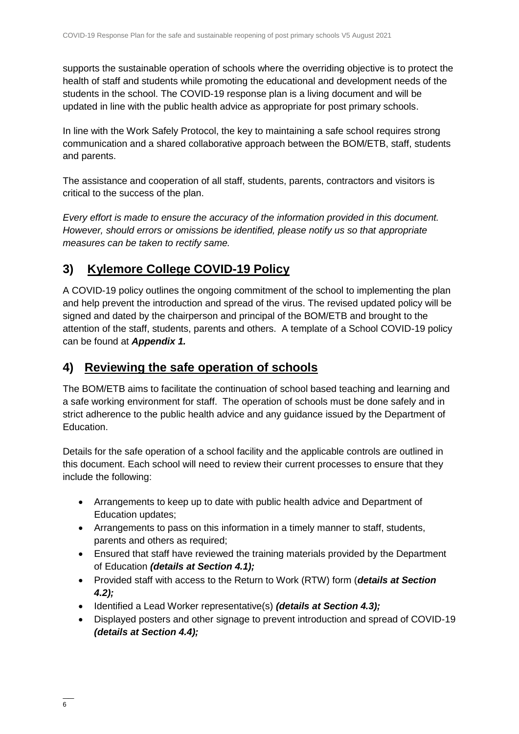supports the sustainable operation of schools where the overriding objective is to protect the health of staff and students while promoting the educational and development needs of the students in the school. The COVID-19 response plan is a living document and will be updated in line with the public health advice as appropriate for post primary schools.

In line with the Work Safely Protocol, the key to maintaining a safe school requires strong communication and a shared collaborative approach between the BOM/ETB, staff, students and parents.

The assistance and cooperation of all staff, students, parents, contractors and visitors is critical to the success of the plan.

*Every effort is made to ensure the accuracy of the information provided in this document. However, should errors or omissions be identified, please notify us so that appropriate measures can be taken to rectify same.*

## 3) Kylemore College COVID-19 Policy

A COVID-19 policy outlines the ongoing commitment of the school to implementing the plan and help prevent the introduction and spread of the virus. The revised updated policy will be signed and dated by the chairperson and principal of the BOM/ETB and brought to the attention of the staff, students, parents and others. A template of a School COVID-19 policy can be found at ***Appendix 1.***

## 4) Reviewing the safe operation of schools

The BOM/ETB aims to facilitate the continuation of school based teaching and learning and a safe working environment for staff. The operation of schools must be done safely and in strict adherence to the public health advice and any guidance issued by the Department of Education.

Details for the safe operation of a school facility and the applicable controls are outlined in this document. Each school will need to review their current processes to ensure that they include the following:

- Arrangements to keep up to date with public health advice and Department of Education updates;
- Arrangements to pass on this information in a timely manner to staff, students, parents and others as required;
- Ensured that staff have reviewed the training materials provided by the Department of Education ***(details at Section 4.1);***
- Provided staff with access to the Return to Work (RTW) form (***details at Section 4.2);***
- Identified a Lead Worker representative(s) ***(details at Section 4.3);***
- Displayed posters and other signage to prevent introduction and spread of COVID-19 ***(details at Section 4.4);***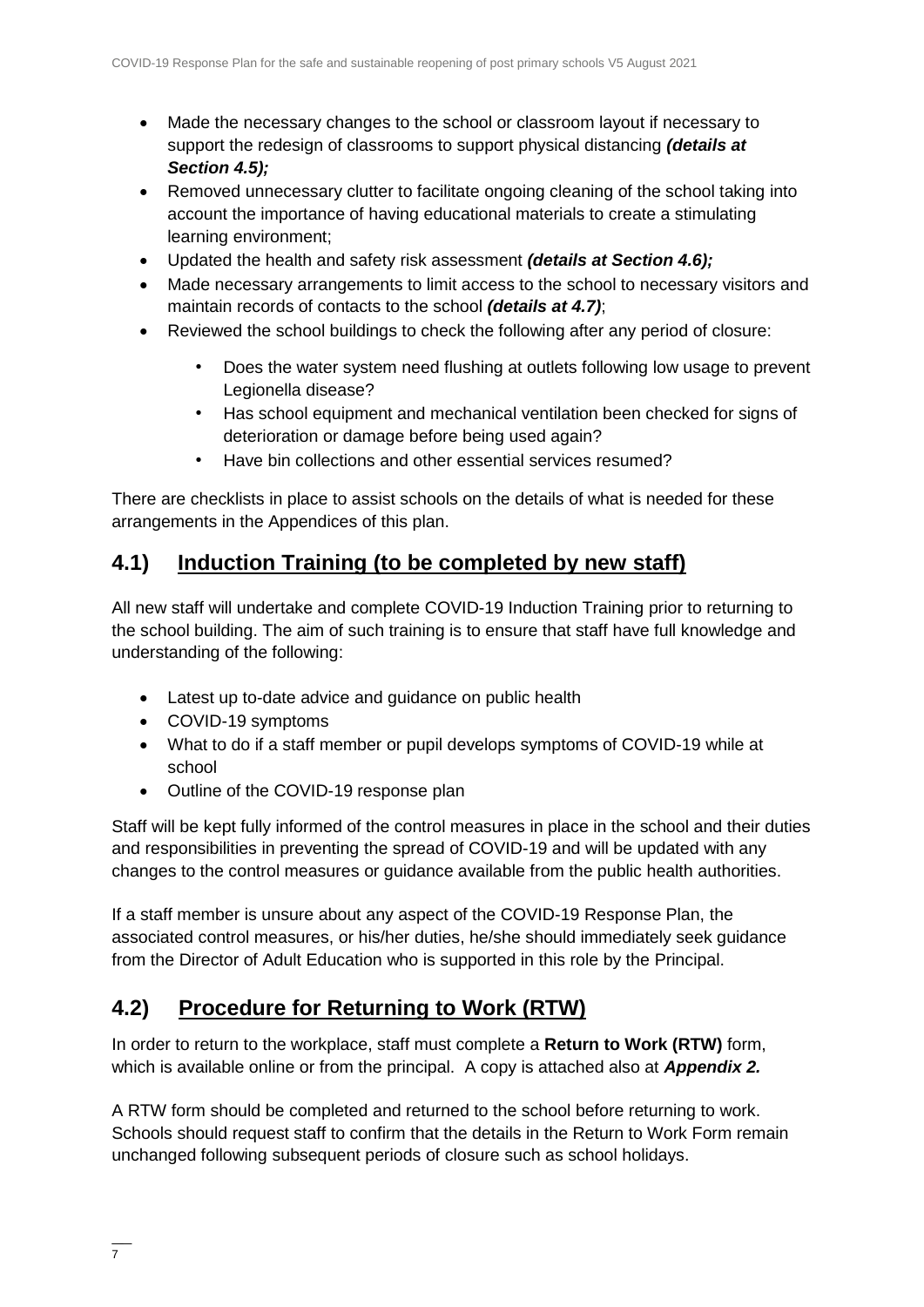- Made the necessary changes to the school or classroom layout if necessary to support the redesign of classrooms to support physical distancing ***(details at Section 4.5);***
- Removed unnecessary clutter to facilitate ongoing cleaning of the school taking into account the importance of having educational materials to create a stimulating learning environment;
- Updated the health and safety risk assessment ***(details at Section 4.6);***
- Made necessary arrangements to limit access to the school to necessary visitors and maintain records of contacts to the school ***(details at 4.7)***;
- Reviewed the school buildings to check the following after any period of closure:
    - Does the water system need flushing at outlets following low usage to prevent Legionella disease?
    - Has school equipment and mechanical ventilation been checked for signs of deterioration or damage before being used again?
    - Have bin collections and other essential services resumed?

There are checklists in place to assist schools on the details of what is needed for these arrangements in the Appendices of this plan.

## 4.1) Induction Training (to be completed by new staff)

All new staff will undertake and complete COVID-19 Induction Training prior to returning to the school building. The aim of such training is to ensure that staff have full knowledge and understanding of the following:

- Latest up to-date advice and guidance on public health
- COVID-19 symptoms
- What to do if a staff member or pupil develops symptoms of COVID-19 while at school
- Outline of the COVID-19 response plan

Staff will be kept fully informed of the control measures in place in the school and their duties and responsibilities in preventing the spread of COVID-19 and will be updated with any changes to the control measures or guidance available from the public health authorities.

If a staff member is unsure about any aspect of the COVID-19 Response Plan, the associated control measures, or his/her duties, he/she should immediately seek guidance from the Director of Adult Education who is supported in this role by the Principal.

## 4.2) Procedure for Returning to Work (RTW)

In order to return to the workplace, staff must complete a **Return to Work (RTW)** form, which is available online or from the principal. A copy is attached also at ***Appendix 2.***

A RTW form should be completed and returned to the school before returning to work. Schools should request staff to confirm that the details in the Return to Work Form remain unchanged following subsequent periods of closure such as school holidays.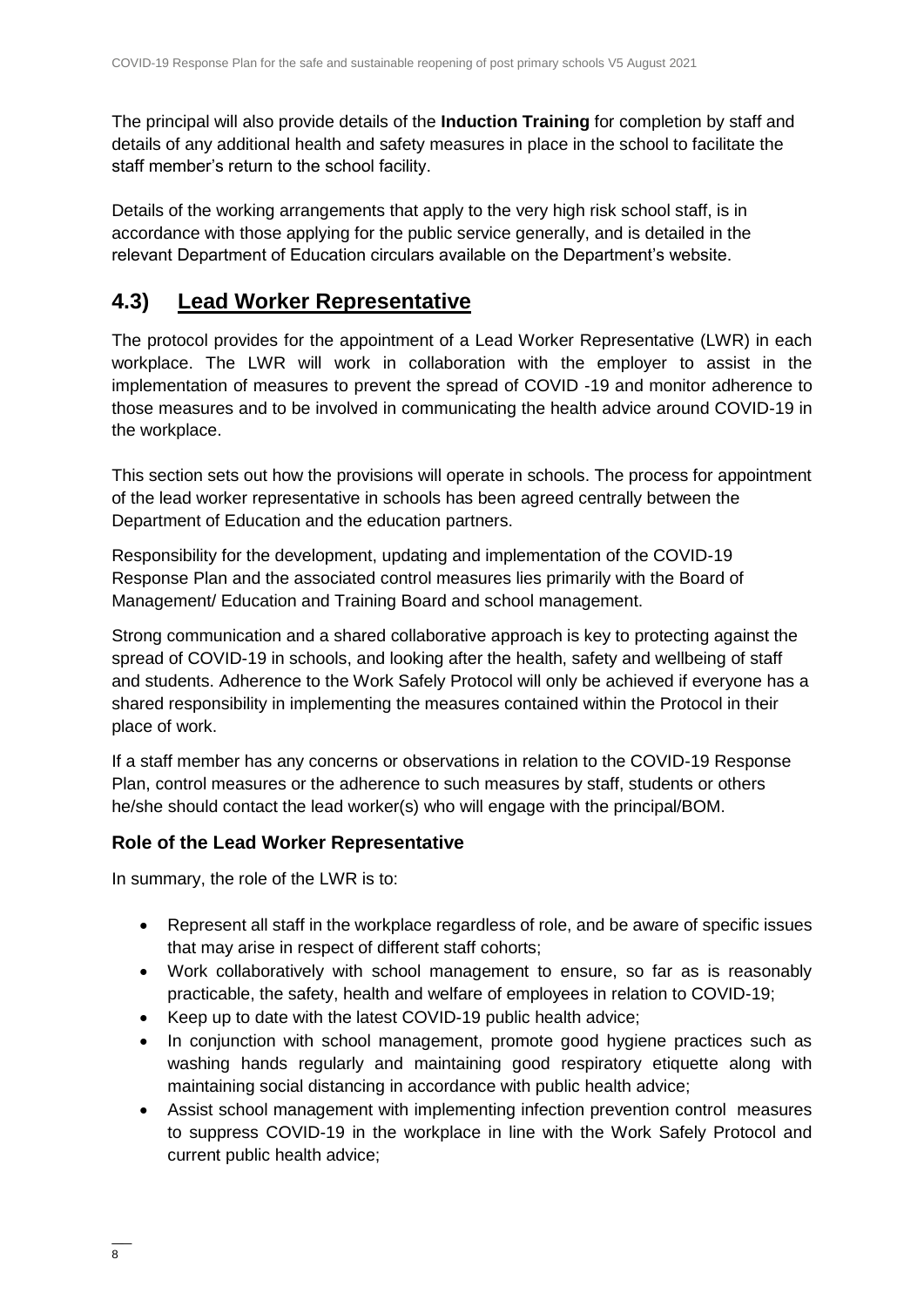The principal will also provide details of the **Induction Training** for completion by staff and details of any additional health and safety measures in place in the school to facilitate the staff member's return to the school facility.

Details of the working arrangements that apply to the very high risk school staff, is in accordance with those applying for the public service generally, and is detailed in the relevant Department of Education circulars available on the Department's website.

## 4.3) Lead Worker Representative

The protocol provides for the appointment of a Lead Worker Representative (LWR) in each workplace. The LWR will work in collaboration with the employer to assist in the implementation of measures to prevent the spread of COVID -19 and monitor adherence to those measures and to be involved in communicating the health advice around COVID-19 in the workplace.

This section sets out how the provisions will operate in schools. The process for appointment of the lead worker representative in schools has been agreed centrally between the Department of Education and the education partners.

Responsibility for the development, updating and implementation of the COVID-19 Response Plan and the associated control measures lies primarily with the Board of Management/ Education and Training Board and school management.

Strong communication and a shared collaborative approach is key to protecting against the spread of COVID-19 in schools, and looking after the health, safety and wellbeing of staff and students. Adherence to the Work Safely Protocol will only be achieved if everyone has a shared responsibility in implementing the measures contained within the Protocol in their place of work.

If a staff member has any concerns or observations in relation to the COVID-19 Response Plan, control measures or the adherence to such measures by staff, students or others he/she should contact the lead worker(s) who will engage with the principal/BOM.

### Role of the Lead Worker Representative

In summary, the role of the LWR is to:

- Represent all staff in the workplace regardless of role, and be aware of specific issues that may arise in respect of different staff cohorts;
- Work collaboratively with school management to ensure, so far as is reasonably practicable, the safety, health and welfare of employees in relation to COVID-19;
- Keep up to date with the latest COVID-19 public health advice;
- In conjunction with school management, promote good hygiene practices such as washing hands regularly and maintaining good respiratory etiquette along with maintaining social distancing in accordance with public health advice;
- Assist school management with implementing infection prevention control measures to suppress COVID-19 in the workplace in line with the Work Safely Protocol and current public health advice;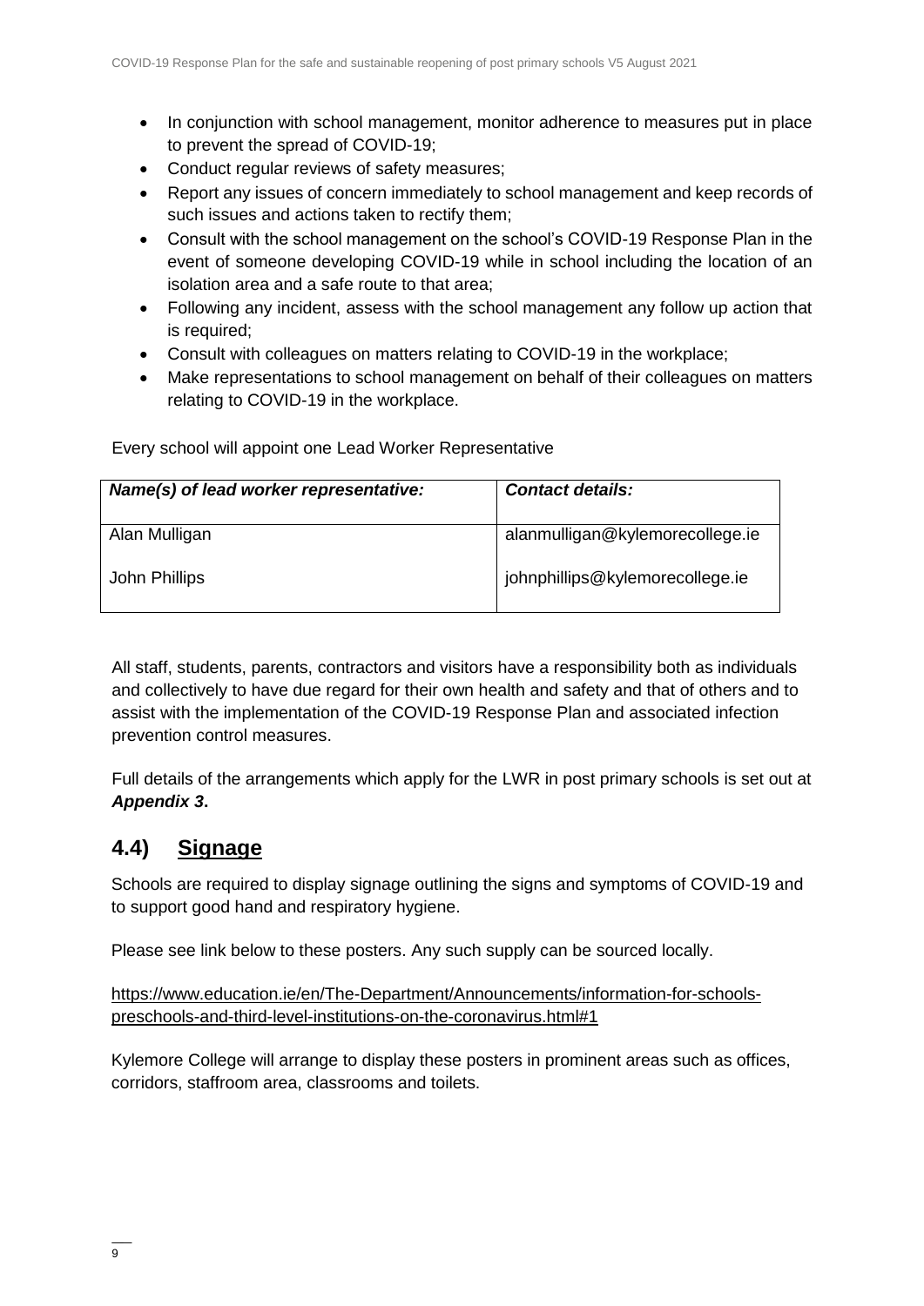- In conjunction with school management, monitor adherence to measures put in place to prevent the spread of COVID-19;
- Conduct regular reviews of safety measures;
- Report any issues of concern immediately to school management and keep records of such issues and actions taken to rectify them;
- Consult with the school management on the school's COVID-19 Response Plan in the event of someone developing COVID-19 while in school including the location of an isolation area and a safe route to that area;
- Following any incident, assess with the school management any follow up action that is required;
- Consult with colleagues on matters relating to COVID-19 in the workplace;
- Make representations to school management on behalf of their colleagues on matters relating to COVID-19 in the workplace.

Every school will appoint one Lead Worker Representative

| ***Name(s) of lead worker representative:*** | ***Contact details:*** |
|---|---|
| Alan Mulligan<br><br>John Phillips | alanmulligan@kylemorecollege.ie<br><br>johnphillips@kylemorecollege.ie |

All staff, students, parents, contractors and visitors have a responsibility both as individuals and collectively to have due regard for their own health and safety and that of others and to assist with the implementation of the COVID-19 Response Plan and associated infection prevention control measures.

Full details of the arrangements which apply for the LWR in post primary schools is set out at ***Appendix 3***.

## 4.4) Signage

Schools are required to display signage outlining the signs and symptoms of COVID-19 and to support good hand and respiratory hygiene.

Please see link below to these posters. Any such supply can be sourced locally.

https://www.education.ie/en/The-Department/Announcements/information-for-schools-preschools-and-third-level-institutions-on-the-coronavirus.html#1

Kylemore College will arrange to display these posters in prominent areas such as offices, corridors, staffroom area, classrooms and toilets.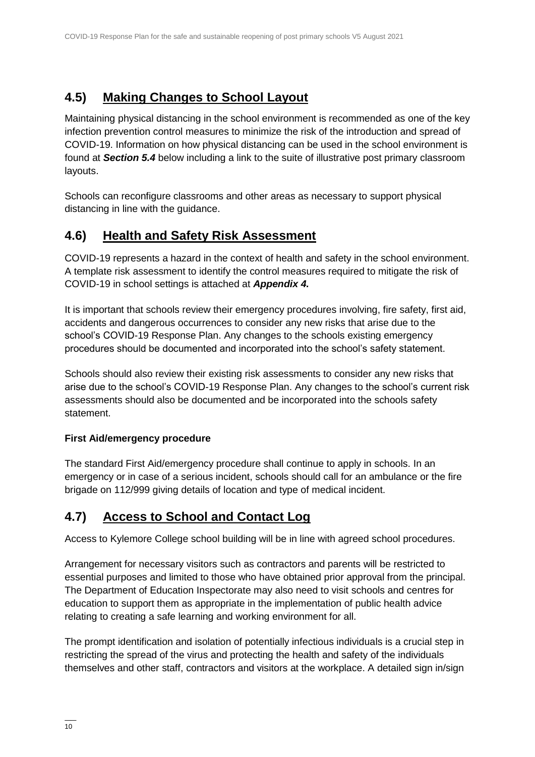## 4.5) Making Changes to School Layout

Maintaining physical distancing in the school environment is recommended as one of the key infection prevention control measures to minimize the risk of the introduction and spread of COVID-19. Information on how physical distancing can be used in the school environment is found at ***Section 5.4*** below including a link to the suite of illustrative post primary classroom layouts.

Schools can reconfigure classrooms and other areas as necessary to support physical distancing in line with the guidance.

## 4.6) Health and Safety Risk Assessment

COVID-19 represents a hazard in the context of health and safety in the school environment. A template risk assessment to identify the control measures required to mitigate the risk of COVID-19 in school settings is attached at ***Appendix 4.***

It is important that schools review their emergency procedures involving, fire safety, first aid, accidents and dangerous occurrences to consider any new risks that arise due to the school's COVID-19 Response Plan. Any changes to the schools existing emergency procedures should be documented and incorporated into the school's safety statement.

Schools should also review their existing risk assessments to consider any new risks that arise due to the school's COVID-19 Response Plan. Any changes to the school's current risk assessments should also be documented and be incorporated into the schools safety statement.

**First Aid/emergency procedure**

The standard First Aid/emergency procedure shall continue to apply in schools. In an emergency or in case of a serious incident, schools should call for an ambulance or the fire brigade on 112/999 giving details of location and type of medical incident.

## 4.7) Access to School and Contact Log

Access to Kylemore College school building will be in line with agreed school procedures.

Arrangement for necessary visitors such as contractors and parents will be restricted to essential purposes and limited to those who have obtained prior approval from the principal. The Department of Education Inspectorate may also need to visit schools and centres for education to support them as appropriate in the implementation of public health advice relating to creating a safe learning and working environment for all.

The prompt identification and isolation of potentially infectious individuals is a crucial step in restricting the spread of the virus and protecting the health and safety of the individuals themselves and other staff, contractors and visitors at the workplace. A detailed sign in/sign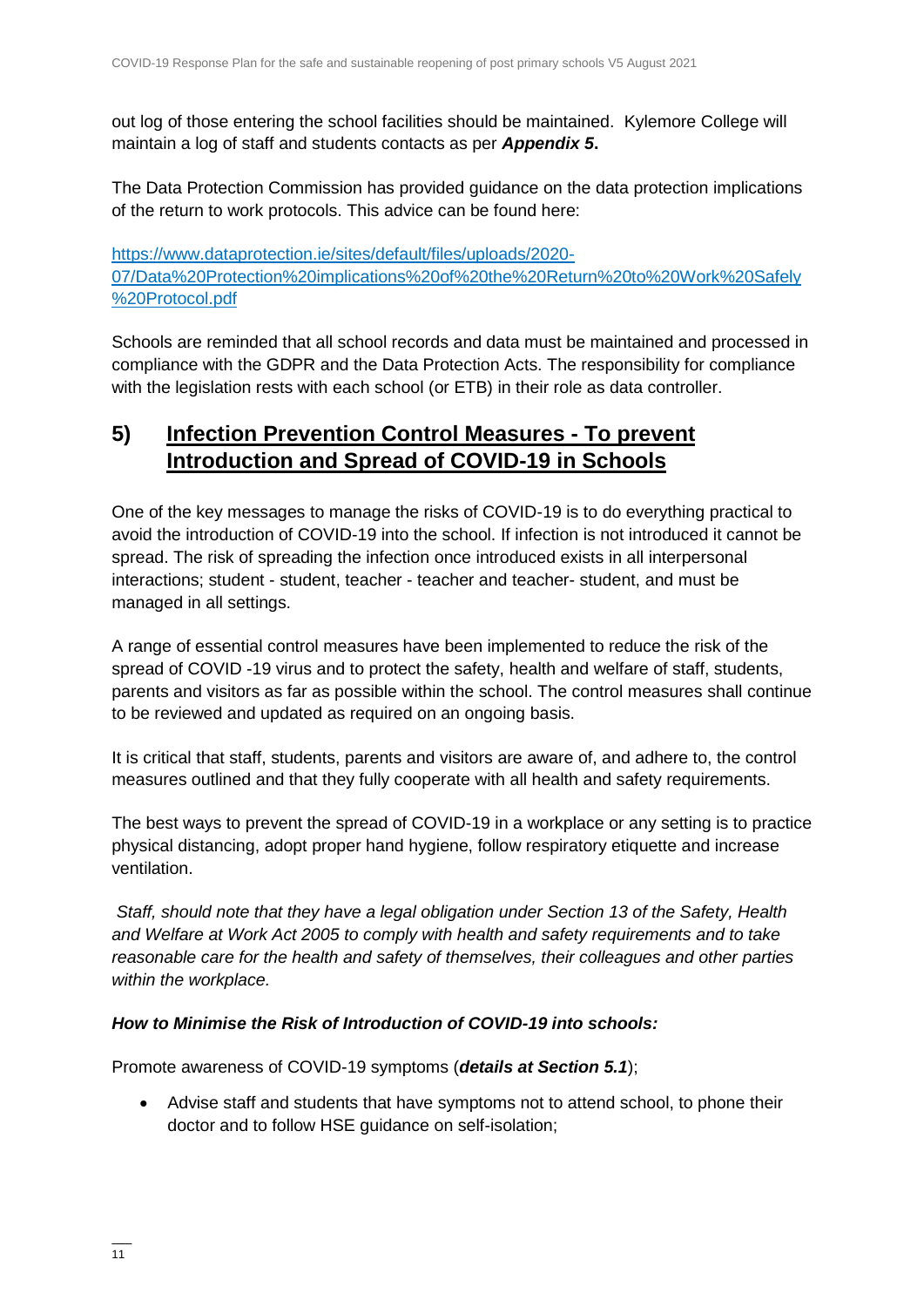out log of those entering the school facilities should be maintained. Kylemore College will maintain a log of staff and students contacts as per ***Appendix 5*.**

The Data Protection Commission has provided guidance on the data protection implications of the return to work protocols. This advice can be found here:

https://www.dataprotection.ie/sites/default/files/uploads/2020-07/Data%20Protection%20implications%20of%20the%20Return%20to%20Work%20Safely%20Protocol.pdf

Schools are reminded that all school records and data must be maintained and processed in compliance with the GDPR and the Data Protection Acts. The responsibility for compliance with the legislation rests with each school (or ETB) in their role as data controller.

## 5) Infection Prevention Control Measures - To prevent Introduction and Spread of COVID-19 in Schools

One of the key messages to manage the risks of COVID-19 is to do everything practical to avoid the introduction of COVID-19 into the school. If infection is not introduced it cannot be spread. The risk of spreading the infection once introduced exists in all interpersonal interactions; student - student, teacher - teacher and teacher- student, and must be managed in all settings.

A range of essential control measures have been implemented to reduce the risk of the spread of COVID -19 virus and to protect the safety, health and welfare of staff, students, parents and visitors as far as possible within the school. The control measures shall continue to be reviewed and updated as required on an ongoing basis.

It is critical that staff, students, parents and visitors are aware of, and adhere to, the control measures outlined and that they fully cooperate with all health and safety requirements.

The best ways to prevent the spread of COVID-19 in a workplace or any setting is to practice physical distancing, adopt proper hand hygiene, follow respiratory etiquette and increase ventilation.

*Staff, should note that they have a legal obligation under Section 13 of the Safety, Health and Welfare at Work Act 2005 to comply with health and safety requirements and to take reasonable care for the health and safety of themselves, their colleagues and other parties within the workplace.*

***How to Minimise the Risk of Introduction of COVID-19 into schools:***

Promote awareness of COVID-19 symptoms (***details at Section 5.1***);

- Advise staff and students that have symptoms not to attend school, to phone their doctor and to follow HSE guidance on self-isolation;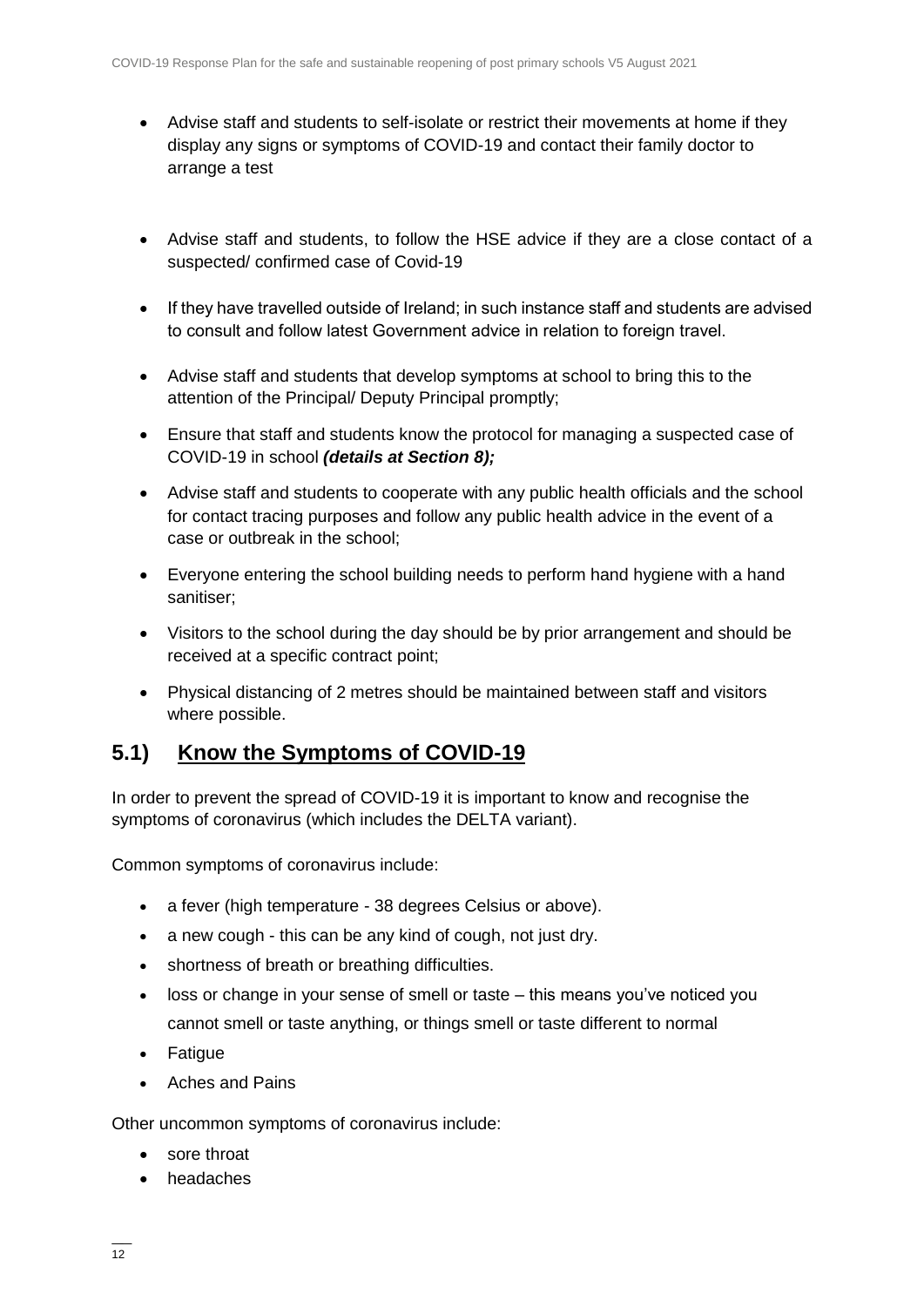- Advise staff and students to self-isolate or restrict their movements at home if they display any signs or symptoms of COVID-19 and contact their family doctor to arrange a test

- Advise staff and students, to follow the HSE advice if they are a close contact of a suspected/ confirmed case of Covid-19
- If they have travelled outside of Ireland; in such instance staff and students are advised to consult and follow latest Government advice in relation to foreign travel.
- Advise staff and students that develop symptoms at school to bring this to the attention of the Principal/ Deputy Principal promptly;
- Ensure that staff and students know the protocol for managing a suspected case of COVID-19 in school ***(details at Section 8);***
- Advise staff and students to cooperate with any public health officials and the school for contact tracing purposes and follow any public health advice in the event of a case or outbreak in the school;
- Everyone entering the school building needs to perform hand hygiene with a hand sanitiser;
- Visitors to the school during the day should be by prior arrangement and should be received at a specific contract point;
- Physical distancing of 2 metres should be maintained between staff and visitors where possible.

## 5.1) Know the Symptoms of COVID-19

In order to prevent the spread of COVID-19 it is important to know and recognise the symptoms of coronavirus (which includes the DELTA variant).

Common symptoms of coronavirus include:

- a fever (high temperature - 38 degrees Celsius or above).
- a new cough - this can be any kind of cough, not just dry.
- shortness of breath or breathing difficulties.
- loss or change in your sense of smell or taste – this means you've noticed you cannot smell or taste anything, or things smell or taste different to normal
- Fatigue
- Aches and Pains

Other uncommon symptoms of coronavirus include:

- sore throat
- headaches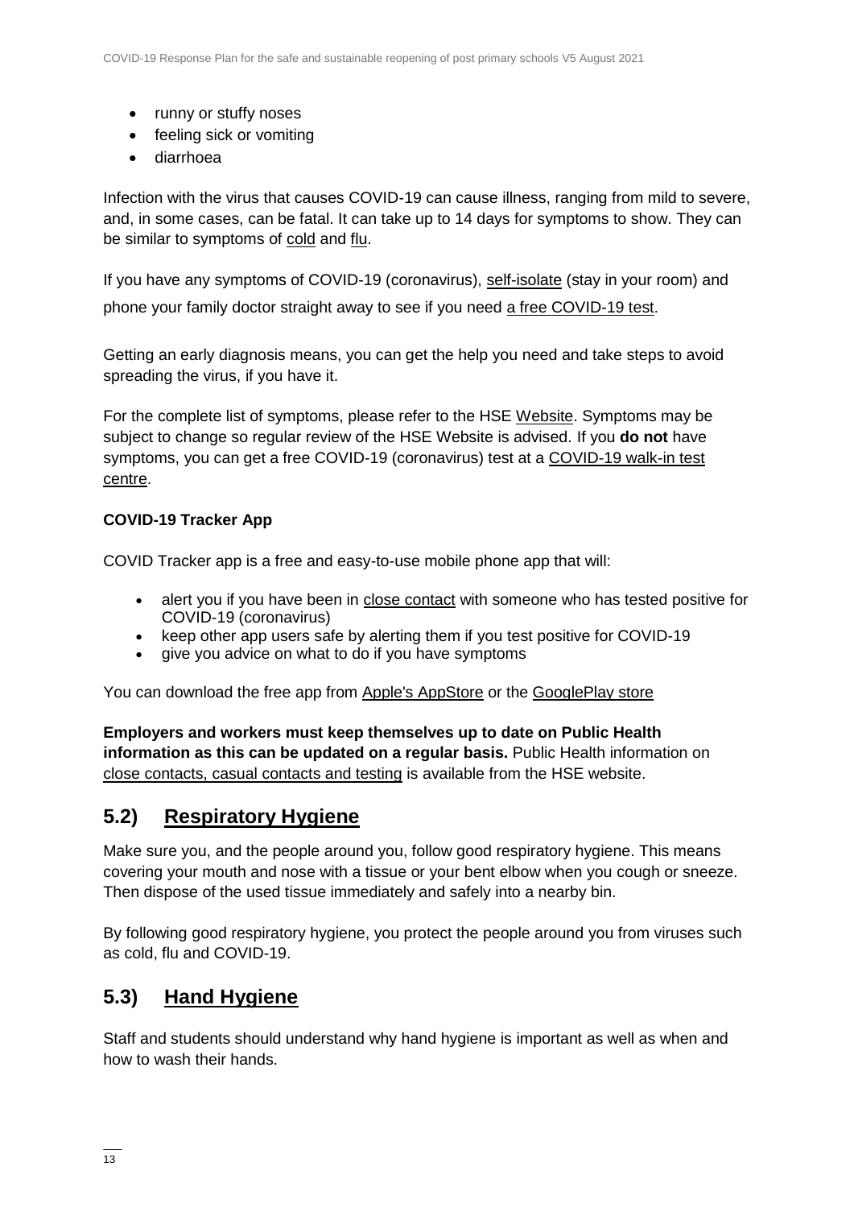- runny or stuffy noses
- feeling sick or vomiting
- diarrhoea

Infection with the virus that causes COVID-19 can cause illness, ranging from mild to severe, and, in some cases, can be fatal. It can take up to 14 days for symptoms to show. They can be similar to symptoms of cold and flu.

If you have any symptoms of COVID-19 (coronavirus), self-isolate (stay in your room) and phone your family doctor straight away to see if you need a free COVID-19 test.

Getting an early diagnosis means, you can get the help you need and take steps to avoid spreading the virus, if you have it.

For the complete list of symptoms, please refer to the HSE Website. Symptoms may be subject to change so regular review of the HSE Website is advised. If you **do not** have symptoms, you can get a free COVID-19 (coronavirus) test at a COVID-19 walk-in test centre.

**COVID-19 Tracker App**

COVID Tracker app is a free and easy-to-use mobile phone app that will:

- alert you if you have been in close contact with someone who has tested positive for COVID-19 (coronavirus)
- keep other app users safe by alerting them if you test positive for COVID-19
- give you advice on what to do if you have symptoms

You can download the free app from Apple's AppStore or the GooglePlay store

**Employers and workers must keep themselves up to date on Public Health information as this can be updated on a regular basis.** Public Health information on close contacts, casual contacts and testing is available from the HSE website.

## 5.2) Respiratory Hygiene

Make sure you, and the people around you, follow good respiratory hygiene. This means covering your mouth and nose with a tissue or your bent elbow when you cough or sneeze. Then dispose of the used tissue immediately and safely into a nearby bin.

By following good respiratory hygiene, you protect the people around you from viruses such as cold, flu and COVID-19.

## 5.3) Hand Hygiene

Staff and students should understand why hand hygiene is important as well as when and how to wash their hands.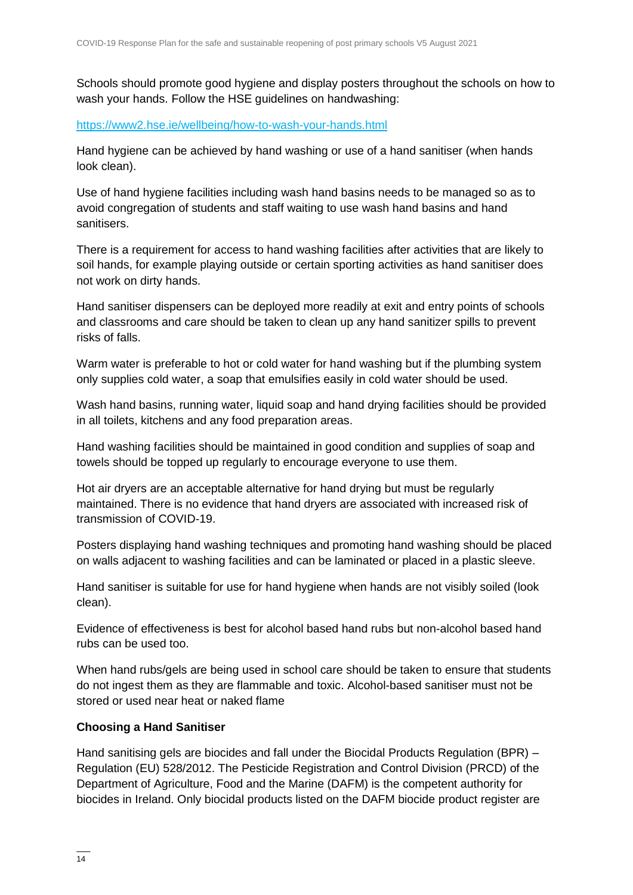Schools should promote good hygiene and display posters throughout the schools on how to wash your hands. Follow the HSE guidelines on handwashing:

https://www2.hse.ie/wellbeing/how-to-wash-your-hands.html

Hand hygiene can be achieved by hand washing or use of a hand sanitiser (when hands look clean).

Use of hand hygiene facilities including wash hand basins needs to be managed so as to avoid congregation of students and staff waiting to use wash hand basins and hand sanitisers.

There is a requirement for access to hand washing facilities after activities that are likely to soil hands, for example playing outside or certain sporting activities as hand sanitiser does not work on dirty hands.

Hand sanitiser dispensers can be deployed more readily at exit and entry points of schools and classrooms and care should be taken to clean up any hand sanitizer spills to prevent risks of falls.

Warm water is preferable to hot or cold water for hand washing but if the plumbing system only supplies cold water, a soap that emulsifies easily in cold water should be used.

Wash hand basins, running water, liquid soap and hand drying facilities should be provided in all toilets, kitchens and any food preparation areas.

Hand washing facilities should be maintained in good condition and supplies of soap and towels should be topped up regularly to encourage everyone to use them.

Hot air dryers are an acceptable alternative for hand drying but must be regularly maintained. There is no evidence that hand dryers are associated with increased risk of transmission of COVID-19.

Posters displaying hand washing techniques and promoting hand washing should be placed on walls adjacent to washing facilities and can be laminated or placed in a plastic sleeve.

Hand sanitiser is suitable for use for hand hygiene when hands are not visibly soiled (look clean).

Evidence of effectiveness is best for alcohol based hand rubs but non-alcohol based hand rubs can be used too.

When hand rubs/gels are being used in school care should be taken to ensure that students do not ingest them as they are flammable and toxic. Alcohol-based sanitiser must not be stored or used near heat or naked flame

**Choosing a Hand Sanitiser**

Hand sanitising gels are biocides and fall under the Biocidal Products Regulation (BPR) – Regulation (EU) 528/2012. The Pesticide Registration and Control Division (PRCD) of the Department of Agriculture, Food and the Marine (DAFM) is the competent authority for biocides in Ireland. Only biocidal products listed on the DAFM biocide product register are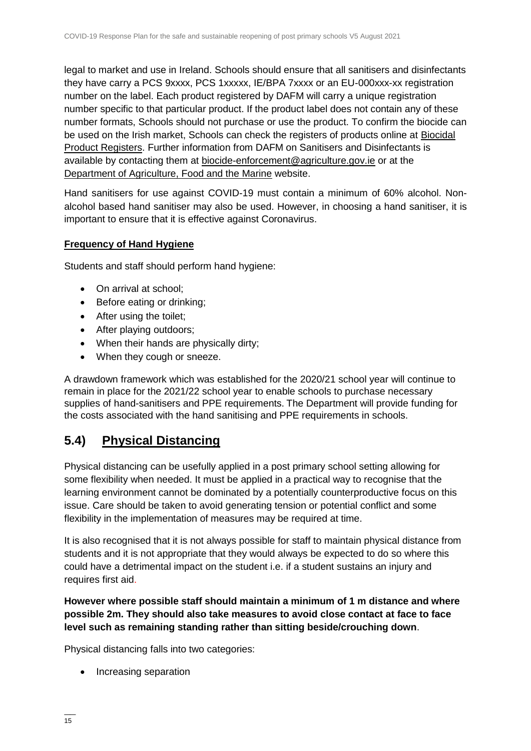legal to market and use in Ireland. Schools should ensure that all sanitisers and disinfectants they have carry a PCS 9xxxx, PCS 1xxxxx, IE/BPA 7xxxx or an EU-000xxx-xx registration number on the label. Each product registered by DAFM will carry a unique registration number specific to that particular product. If the product label does not contain any of these number formats, Schools should not purchase or use the product. To confirm the biocide can be used on the Irish market, Schools can check the registers of products online at Biocidal Product Registers. Further information from DAFM on Sanitisers and Disinfectants is available by contacting them at biocide-enforcement@agriculture.gov.ie or at the Department of Agriculture, Food and the Marine website.

Hand sanitisers for use against COVID-19 must contain a minimum of 60% alcohol. Non-alcohol based hand sanitiser may also be used. However, in choosing a hand sanitiser, it is important to ensure that it is effective against Coronavirus.

**Frequency of Hand Hygiene**

Students and staff should perform hand hygiene:

- On arrival at school;
- Before eating or drinking;
- After using the toilet;
- After playing outdoors;
- When their hands are physically dirty;
- When they cough or sneeze.

A drawdown framework which was established for the 2020/21 school year will continue to remain in place for the 2021/22 school year to enable schools to purchase necessary supplies of hand-sanitisers and PPE requirements. The Department will provide funding for the costs associated with the hand sanitising and PPE requirements in schools.

## 5.4) Physical Distancing

Physical distancing can be usefully applied in a post primary school setting allowing for some flexibility when needed. It must be applied in a practical way to recognise that the learning environment cannot be dominated by a potentially counterproductive focus on this issue. Care should be taken to avoid generating tension or potential conflict and some flexibility in the implementation of measures may be required at time.

It is also recognised that it is not always possible for staff to maintain physical distance from students and it is not appropriate that they would always be expected to do so where this could have a detrimental impact on the student i.e. if a student sustains an injury and requires first aid.

**However where possible staff should maintain a minimum of 1 m distance and where possible 2m. They should also take measures to avoid close contact at face to face level such as remaining standing rather than sitting beside/crouching down**.

Physical distancing falls into two categories:

- Increasing separation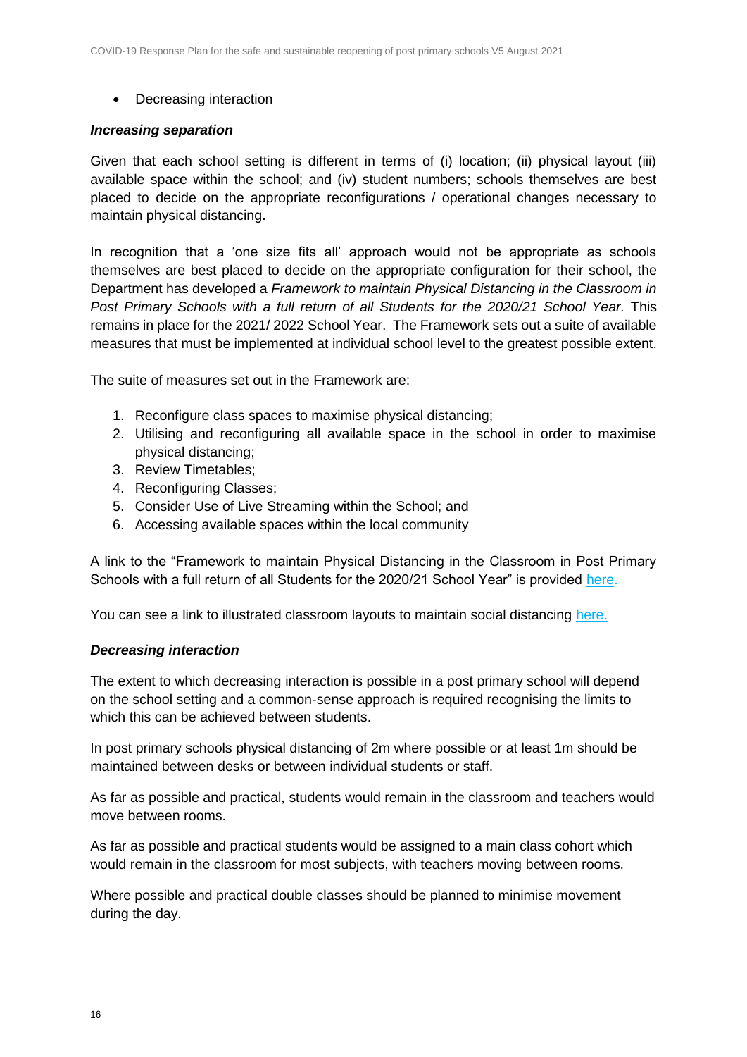- Decreasing interaction

***Increasing separation***

Given that each school setting is different in terms of (i) location; (ii) physical layout (iii) available space within the school; and (iv) student numbers; schools themselves are best placed to decide on the appropriate reconfigurations / operational changes necessary to maintain physical distancing.

In recognition that a 'one size fits all' approach would not be appropriate as schools themselves are best placed to decide on the appropriate configuration for their school, the Department has developed a *Framework to maintain Physical Distancing in the Classroom in Post Primary Schools with a full return of all Students for the 2020/21 School Year.* This remains in place for the 2021/ 2022 School Year. The Framework sets out a suite of available measures that must be implemented at individual school level to the greatest possible extent.

The suite of measures set out in the Framework are:

1. Reconfigure class spaces to maximise physical distancing;
2. Utilising and reconfiguring all available space in the school in order to maximise physical distancing;
3. Review Timetables;
4. Reconfiguring Classes;
5. Consider Use of Live Streaming within the School; and
6. Accessing available spaces within the local community

A link to the "Framework to maintain Physical Distancing in the Classroom in Post Primary Schools with a full return of all Students for the 2020/21 School Year" is provided here.

You can see a link to illustrated classroom layouts to maintain social distancing here.

***Decreasing interaction***

The extent to which decreasing interaction is possible in a post primary school will depend on the school setting and a common-sense approach is required recognising the limits to which this can be achieved between students.

In post primary schools physical distancing of 2m where possible or at least 1m should be maintained between desks or between individual students or staff.

As far as possible and practical, students would remain in the classroom and teachers would move between rooms.

As far as possible and practical students would be assigned to a main class cohort which would remain in the classroom for most subjects, with teachers moving between rooms.

Where possible and practical double classes should be planned to minimise movement during the day.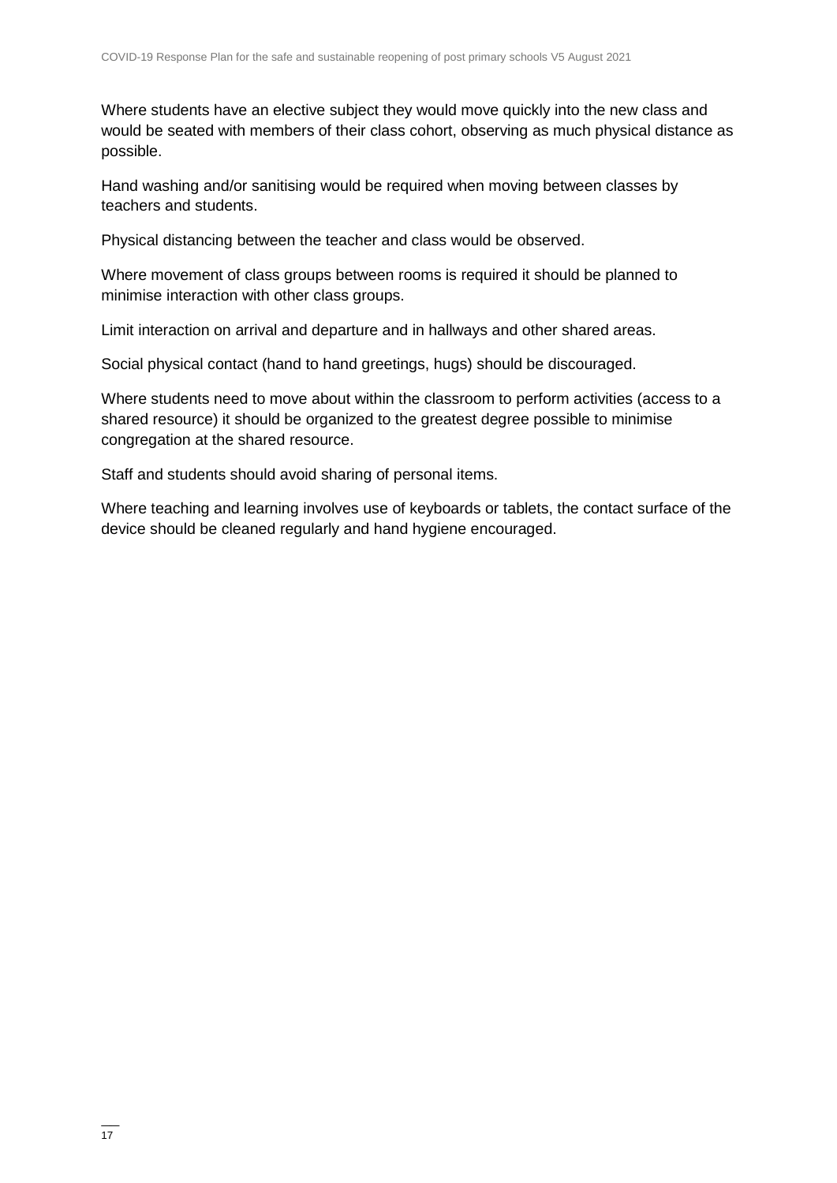Where students have an elective subject they would move quickly into the new class and would be seated with members of their class cohort, observing as much physical distance as possible.

Hand washing and/or sanitising would be required when moving between classes by teachers and students.

Physical distancing between the teacher and class would be observed.

Where movement of class groups between rooms is required it should be planned to minimise interaction with other class groups.

Limit interaction on arrival and departure and in hallways and other shared areas.

Social physical contact (hand to hand greetings, hugs) should be discouraged.

Where students need to move about within the classroom to perform activities (access to a shared resource) it should be organized to the greatest degree possible to minimise congregation at the shared resource.

Staff and students should avoid sharing of personal items.

Where teaching and learning involves use of keyboards or tablets, the contact surface of the device should be cleaned regularly and hand hygiene encouraged.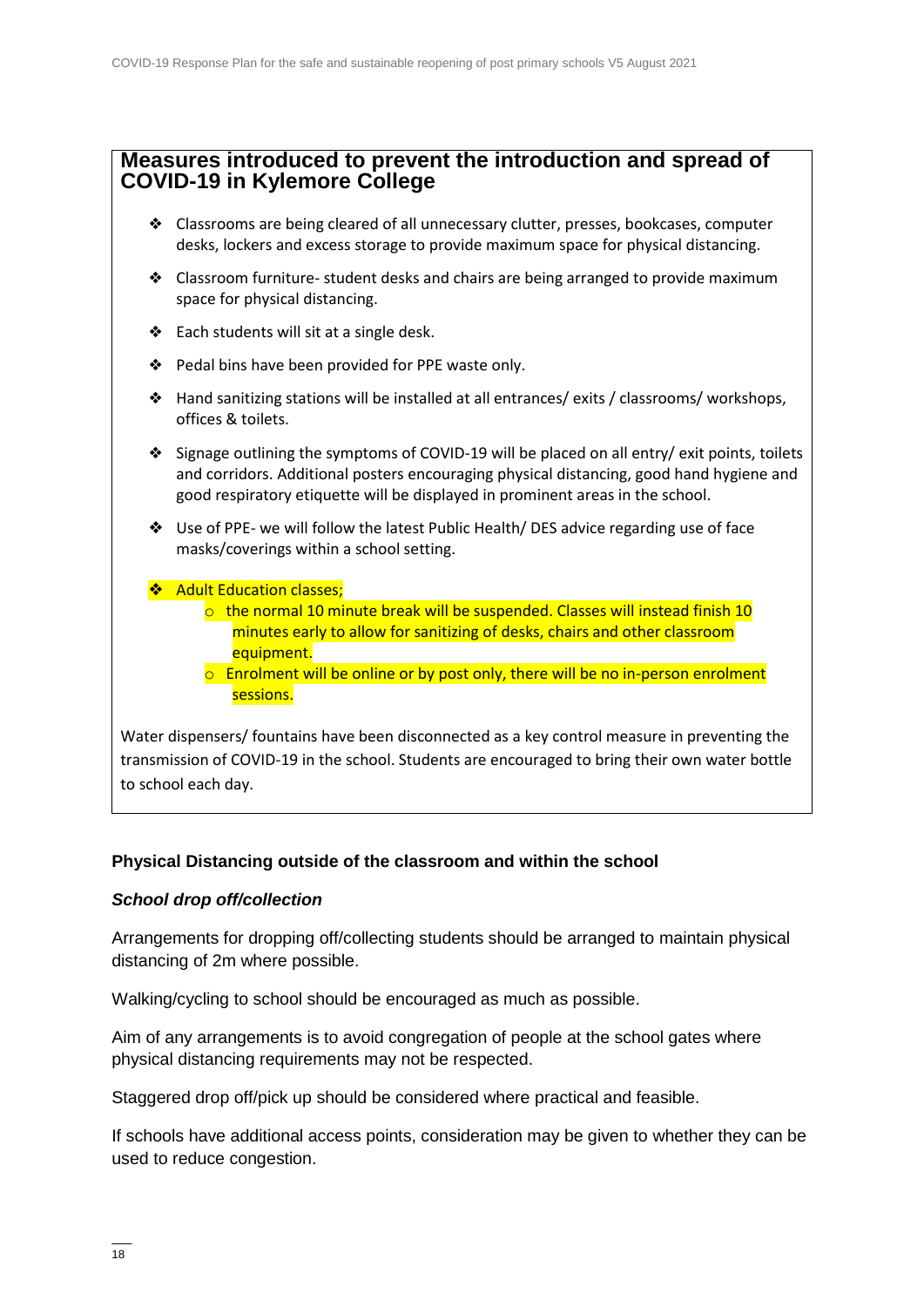## Measures introduced to prevent the introduction and spread of COVID-19 in Kylemore College

- Classrooms are being cleared of all unnecessary clutter, presses, bookcases, computer desks, lockers and excess storage to provide maximum space for physical distancing.
- Classroom furniture- student desks and chairs are being arranged to provide maximum space for physical distancing.
- Each students will sit at a single desk.
- Pedal bins have been provided for PPE waste only.
- Hand sanitizing stations will be installed at all entrances/ exits / classrooms/ workshops, offices & toilets.
- Signage outlining the symptoms of COVID-19 will be placed on all entry/ exit points, toilets and corridors. Additional posters encouraging physical distancing, good hand hygiene and good respiratory etiquette will be displayed in prominent areas in the school.
- Use of PPE- we will follow the latest Public Health/ DES advice regarding use of face masks/coverings within a school setting.
- Adult Education classes;
    - the normal 10 minute break will be suspended. Classes will instead finish 10 minutes early to allow for sanitizing of desks, chairs and other classroom equipment.
    - Enrolment will be online or by post only, there will be no in-person enrolment sessions.

Water dispensers/ fountains have been disconnected as a key control measure in preventing the transmission of COVID-19 in the school. Students are encouraged to bring their own water bottle to school each day.

### Physical Distancing outside of the classroom and within the school

#### *School drop off/collection*

Arrangements for dropping off/collecting students should be arranged to maintain physical distancing of 2m where possible.

Walking/cycling to school should be encouraged as much as possible.

Aim of any arrangements is to avoid congregation of people at the school gates where physical distancing requirements may not be respected.

Staggered drop off/pick up should be considered where practical and feasible.

If schools have additional access points, consideration may be given to whether they can be used to reduce congestion.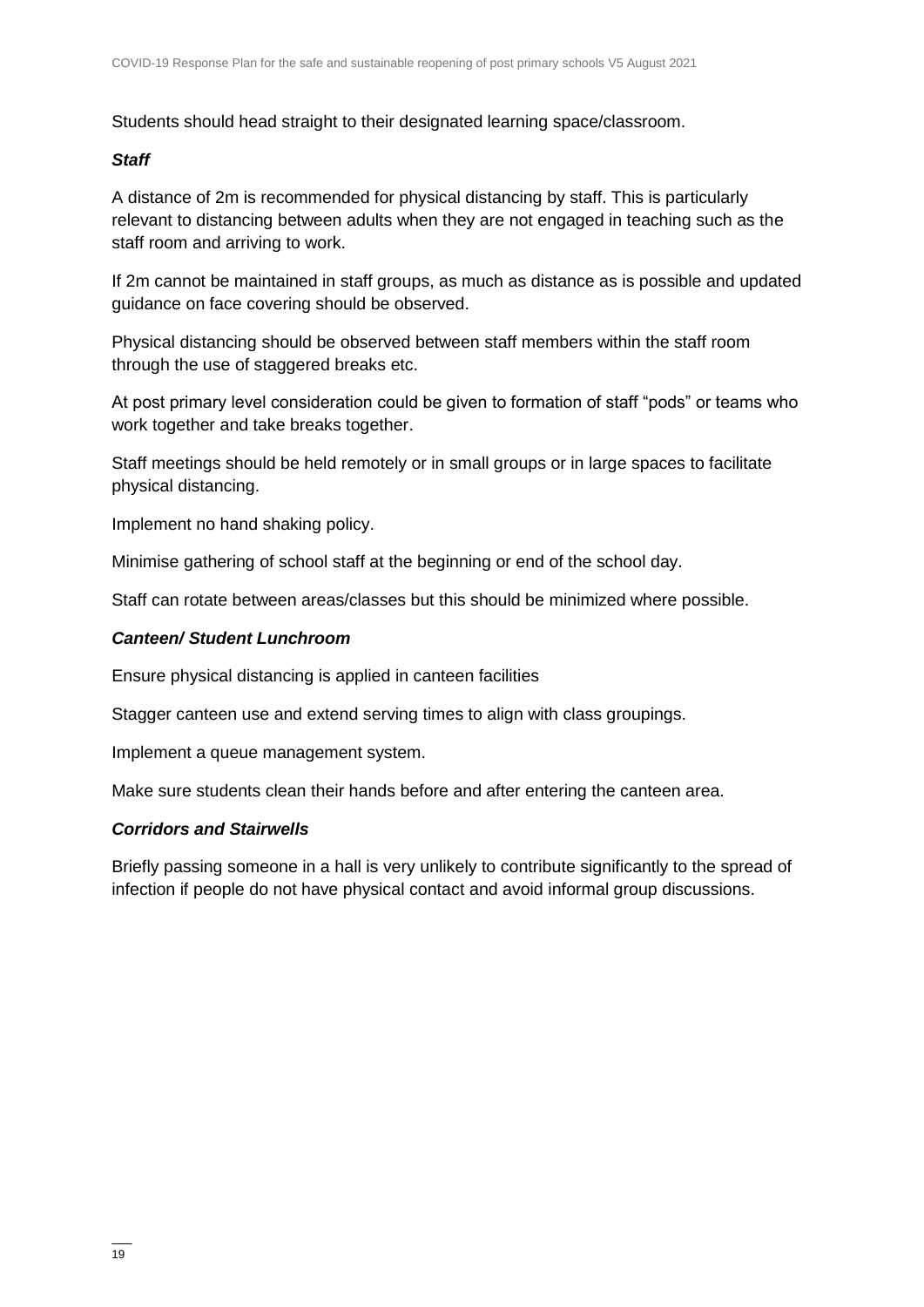Students should head straight to their designated learning space/classroom.

### *Staff*

A distance of 2m is recommended for physical distancing by staff. This is particularly relevant to distancing between adults when they are not engaged in teaching such as the staff room and arriving to work.

If 2m cannot be maintained in staff groups, as much as distance as is possible and updated guidance on face covering should be observed.

Physical distancing should be observed between staff members within the staff room through the use of staggered breaks etc.

At post primary level consideration could be given to formation of staff "pods" or teams who work together and take breaks together.

Staff meetings should be held remotely or in small groups or in large spaces to facilitate physical distancing.

Implement no hand shaking policy.

Minimise gathering of school staff at the beginning or end of the school day.

Staff can rotate between areas/classes but this should be minimized where possible.

### *Canteen/ Student Lunchroom*

Ensure physical distancing is applied in canteen facilities

Stagger canteen use and extend serving times to align with class groupings.

Implement a queue management system.

Make sure students clean their hands before and after entering the canteen area.

### *Corridors and Stairwells*

Briefly passing someone in a hall is very unlikely to contribute significantly to the spread of infection if people do not have physical contact and avoid informal group discussions.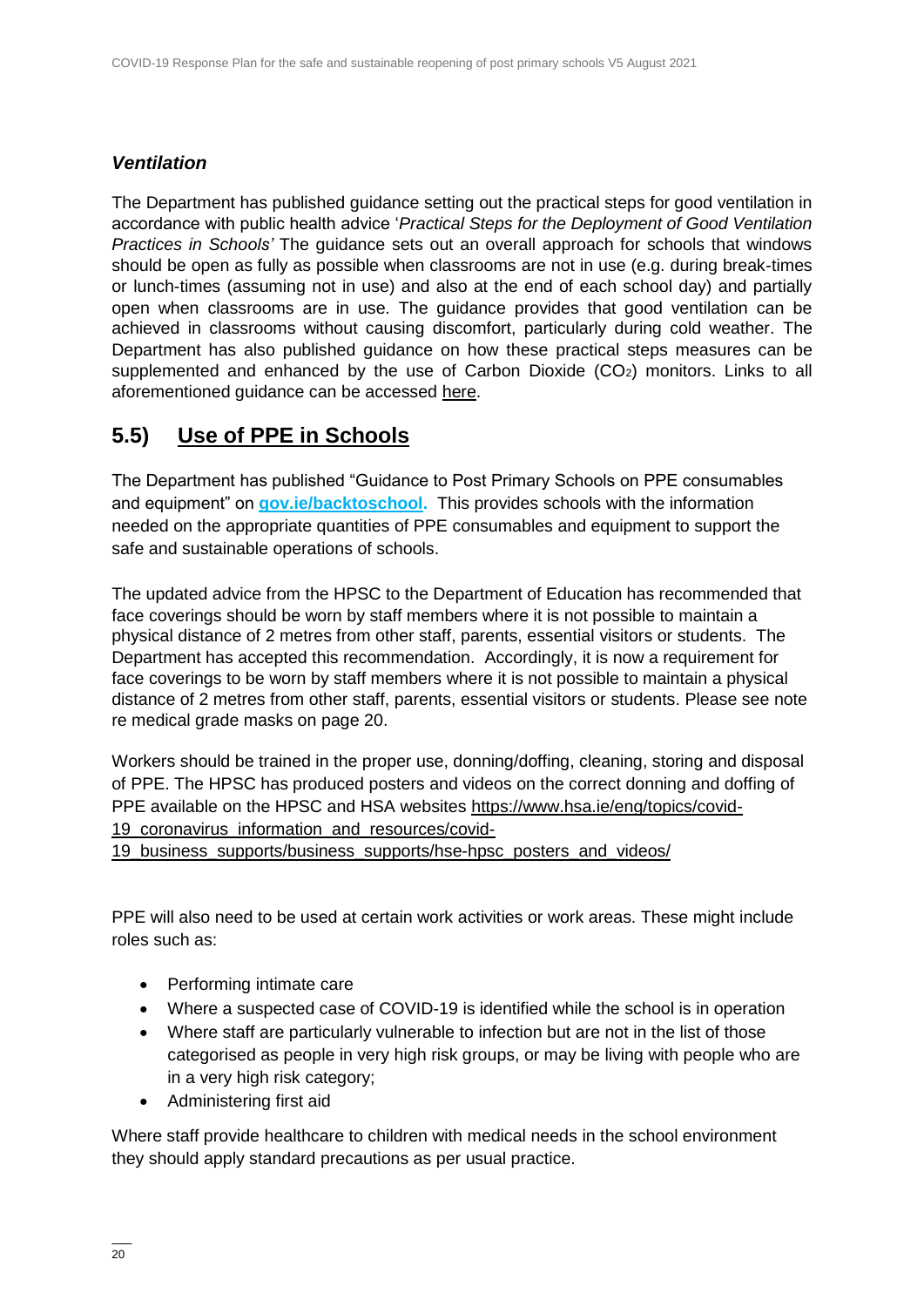### *Ventilation*

The Department has published guidance setting out the practical steps for good ventilation in accordance with public health advice '*Practical Steps for the Deployment of Good Ventilation Practices in Schools'* The guidance sets out an overall approach for schools that windows should be open as fully as possible when classrooms are not in use (e.g. during break-times or lunch-times (assuming not in use) and also at the end of each school day) and partially open when classrooms are in use. The guidance provides that good ventilation can be achieved in classrooms without causing discomfort, particularly during cold weather. The Department has also published guidance on how these practical steps measures can be supplemented and enhanced by the use of Carbon Dioxide ($CO_2$) monitors. Links to all aforementioned guidance can be accessed here.

## 5.5) Use of PPE in Schools

The Department has published "Guidance to Post Primary Schools on PPE consumables and equipment" on **gov.ie/backtoschool**. This provides schools with the information needed on the appropriate quantities of PPE consumables and equipment to support the safe and sustainable operations of schools.

The updated advice from the HPSC to the Department of Education has recommended that face coverings should be worn by staff members where it is not possible to maintain a physical distance of 2 metres from other staff, parents, essential visitors or students. The Department has accepted this recommendation. Accordingly, it is now a requirement for face coverings to be worn by staff members where it is not possible to maintain a physical distance of 2 metres from other staff, parents, essential visitors or students. Please see note re medical grade masks on page 20.

Workers should be trained in the proper use, donning/doffing, cleaning, storing and disposal of PPE. The HPSC has produced posters and videos on the correct donning and doffing of PPE available on the HPSC and HSA websites https://www.hsa.ie/eng/topics/covid-19_coronavirus_information_and_resources/covid-19_business_supports/business_supports/hse-hpsc_posters_and_videos/

PPE will also need to be used at certain work activities or work areas. These might include roles such as:

- Performing intimate care
- Where a suspected case of COVID-19 is identified while the school is in operation
- Where staff are particularly vulnerable to infection but are not in the list of those categorised as people in very high risk groups, or may be living with people who are in a very high risk category;
- Administering first aid

Where staff provide healthcare to children with medical needs in the school environment they should apply standard precautions as per usual practice.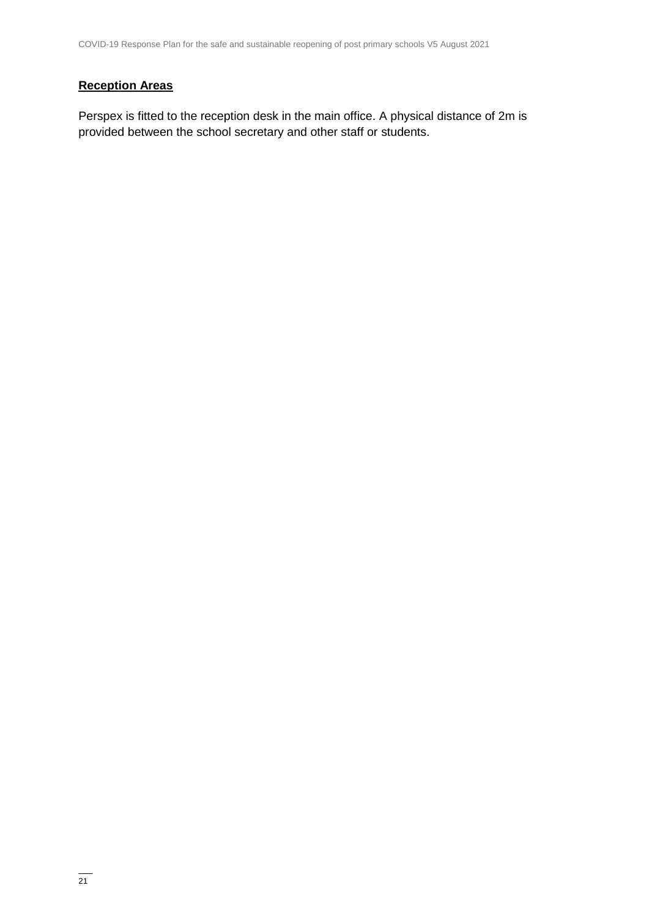**Reception Areas**

Perspex is fitted to the reception desk in the main office. A physical distance of 2m is provided between the school secretary and other staff or students.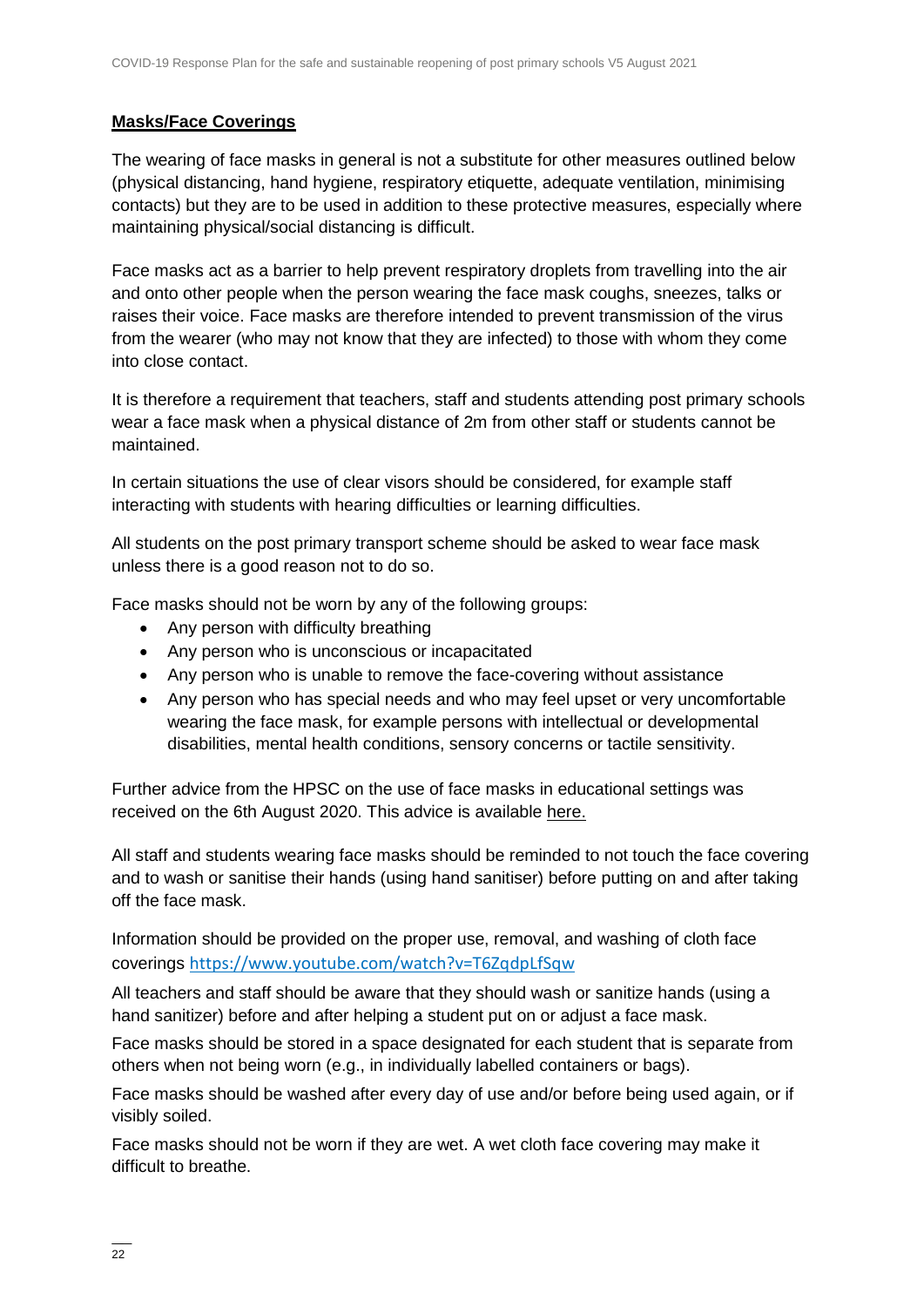## Masks/Face Coverings

The wearing of face masks in general is not a substitute for other measures outlined below (physical distancing, hand hygiene, respiratory etiquette, adequate ventilation, minimising contacts) but they are to be used in addition to these protective measures, especially where maintaining physical/social distancing is difficult.

Face masks act as a barrier to help prevent respiratory droplets from travelling into the air and onto other people when the person wearing the face mask coughs, sneezes, talks or raises their voice. Face masks are therefore intended to prevent transmission of the virus from the wearer (who may not know that they are infected) to those with whom they come into close contact.

It is therefore a requirement that teachers, staff and students attending post primary schools wear a face mask when a physical distance of 2m from other staff or students cannot be maintained.

In certain situations the use of clear visors should be considered, for example staff interacting with students with hearing difficulties or learning difficulties.

All students on the post primary transport scheme should be asked to wear face mask unless there is a good reason not to do so.

Face masks should not be worn by any of the following groups:

- Any person with difficulty breathing
- Any person who is unconscious or incapacitated
- Any person who is unable to remove the face-covering without assistance
- Any person who has special needs and who may feel upset or very uncomfortable wearing the face mask, for example persons with intellectual or developmental disabilities, mental health conditions, sensory concerns or tactile sensitivity.

Further advice from the HPSC on the use of face masks in educational settings was received on the 6th August 2020. This advice is available here.

All staff and students wearing face masks should be reminded to not touch the face covering and to wash or sanitise their hands (using hand sanitiser) before putting on and after taking off the face mask.

Information should be provided on the proper use, removal, and washing of cloth face coverings https://www.youtube.com/watch?v=T6ZqdpLfSqw

All teachers and staff should be aware that they should wash or sanitize hands (using a hand sanitizer) before and after helping a student put on or adjust a face mask.

Face masks should be stored in a space designated for each student that is separate from others when not being worn (e.g., in individually labelled containers or bags).

Face masks should be washed after every day of use and/or before being used again, or if visibly soiled.

Face masks should not be worn if they are wet. A wet cloth face covering may make it difficult to breathe.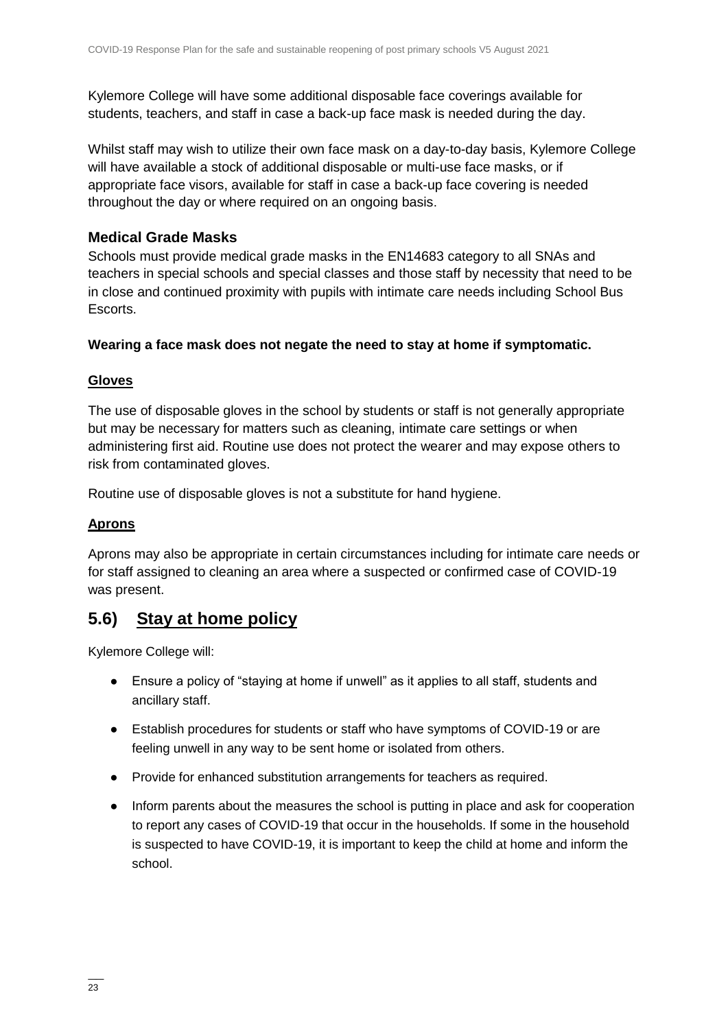Kylemore College will have some additional disposable face coverings available for students, teachers, and staff in case a back-up face mask is needed during the day.

Whilst staff may wish to utilize their own face mask on a day-to-day basis, Kylemore College will have available a stock of additional disposable or multi-use face masks, or if appropriate face visors, available for staff in case a back-up face covering is needed throughout the day or where required on an ongoing basis.

### Medical Grade Masks

Schools must provide medical grade masks in the EN14683 category to all SNAs and teachers in special schools and special classes and those staff by necessity that need to be in close and continued proximity with pupils with intimate care needs including School Bus Escorts.

**Wearing a face mask does not negate the need to stay at home if symptomatic.**

### Gloves

The use of disposable gloves in the school by students or staff is not generally appropriate but may be necessary for matters such as cleaning, intimate care settings or when administering first aid. Routine use does not protect the wearer and may expose others to risk from contaminated gloves.

Routine use of disposable gloves is not a substitute for hand hygiene.

### Aprons

Aprons may also be appropriate in certain circumstances including for intimate care needs or for staff assigned to cleaning an area where a suspected or confirmed case of COVID-19 was present.

## 5.6) Stay at home policy

Kylemore College will:

- Ensure a policy of "staying at home if unwell" as it applies to all staff, students and ancillary staff.
- Establish procedures for students or staff who have symptoms of COVID-19 or are feeling unwell in any way to be sent home or isolated from others.
- Provide for enhanced substitution arrangements for teachers as required.
- Inform parents about the measures the school is putting in place and ask for cooperation to report any cases of COVID-19 that occur in the households. If some in the household is suspected to have COVID-19, it is important to keep the child at home and inform the school.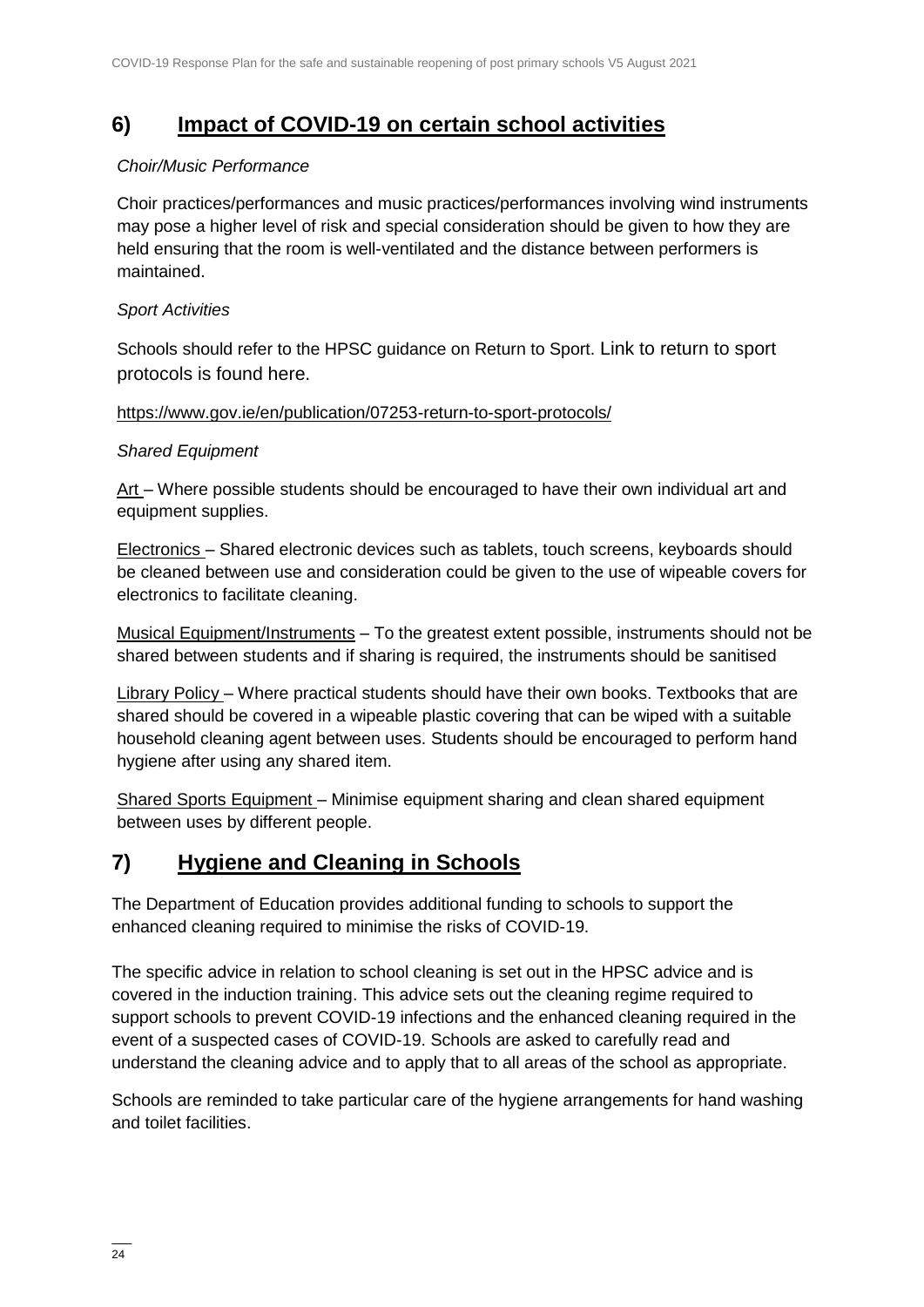## 6) Impact of COVID-19 on certain school activities

*Choir/Music Performance*

Choir practices/performances and music practices/performances involving wind instruments may pose a higher level of risk and special consideration should be given to how they are held ensuring that the room is well-ventilated and the distance between performers is maintained.

*Sport Activities*

Schools should refer to the HPSC guidance on Return to Sport. Link to return to sport protocols is found here.

https://www.gov.ie/en/publication/07253-return-to-sport-protocols/

*Shared Equipment*

Art – Where possible students should be encouraged to have their own individual art and equipment supplies.

Electronics – Shared electronic devices such as tablets, touch screens, keyboards should be cleaned between use and consideration could be given to the use of wipeable covers for electronics to facilitate cleaning.

Musical Equipment/Instruments – To the greatest extent possible, instruments should not be shared between students and if sharing is required, the instruments should be sanitised

Library Policy – Where practical students should have their own books. Textbooks that are shared should be covered in a wipeable plastic covering that can be wiped with a suitable household cleaning agent between uses. Students should be encouraged to perform hand hygiene after using any shared item.

Shared Sports Equipment – Minimise equipment sharing and clean shared equipment between uses by different people.

## 7) Hygiene and Cleaning in Schools

The Department of Education provides additional funding to schools to support the enhanced cleaning required to minimise the risks of COVID-19.

The specific advice in relation to school cleaning is set out in the HPSC advice and is covered in the induction training. This advice sets out the cleaning regime required to support schools to prevent COVID-19 infections and the enhanced cleaning required in the event of a suspected cases of COVID-19. Schools are asked to carefully read and understand the cleaning advice and to apply that to all areas of the school as appropriate.

Schools are reminded to take particular care of the hygiene arrangements for hand washing and toilet facilities.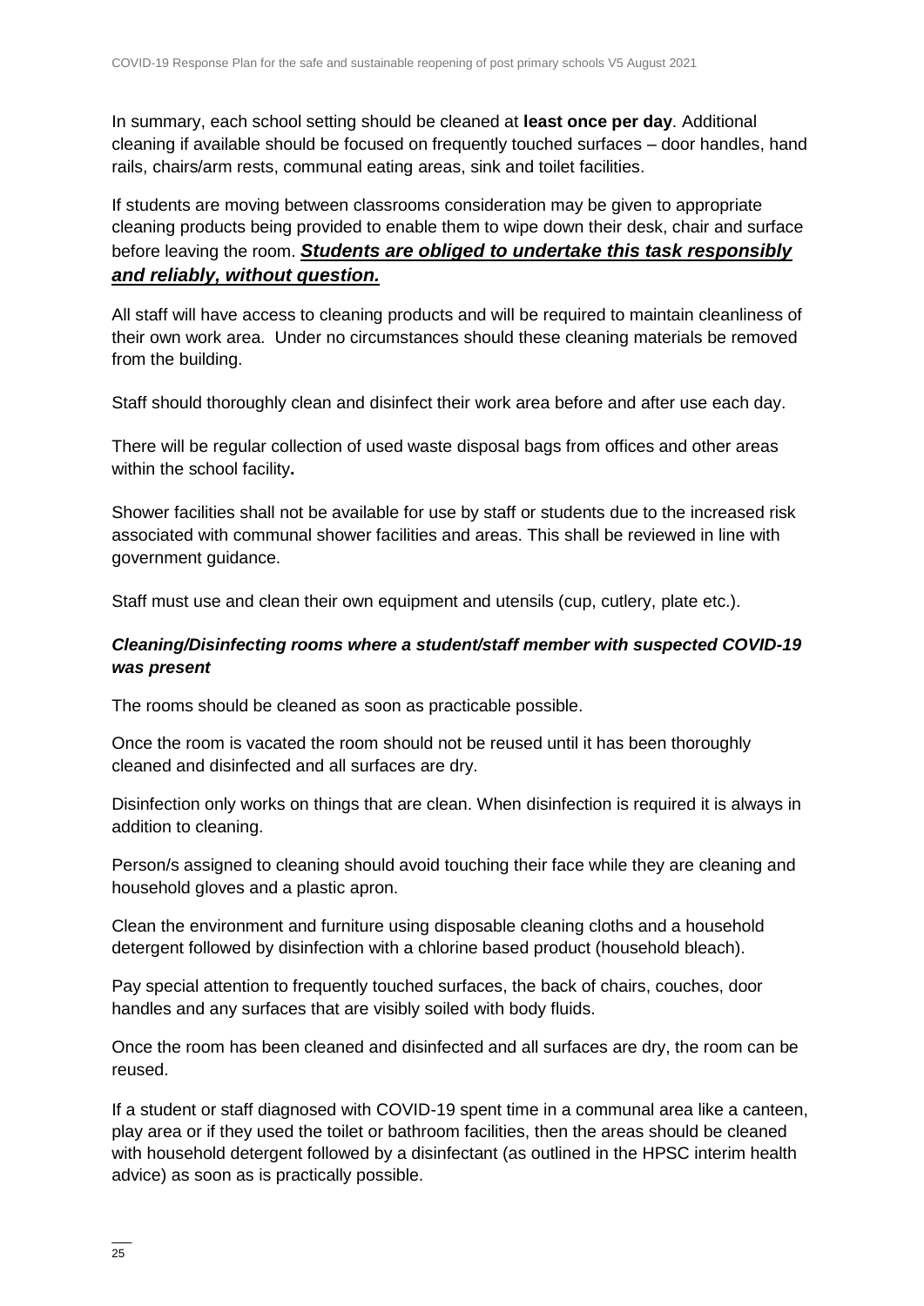In summary, each school setting should be cleaned at **least once per day**. Additional cleaning if available should be focused on frequently touched surfaces – door handles, hand rails, chairs/arm rests, communal eating areas, sink and toilet facilities.

If students are moving between classrooms consideration may be given to appropriate cleaning products being provided to enable them to wipe down their desk, chair and surface before leaving the room. ***<u>Students are obliged to undertake this task responsibly and reliably, without question.</u>***

All staff will have access to cleaning products and will be required to maintain cleanliness of their own work area. Under no circumstances should these cleaning materials be removed from the building.

Staff should thoroughly clean and disinfect their work area before and after use each day.

There will be regular collection of used waste disposal bags from offices and other areas within the school facility**.**

Shower facilities shall not be available for use by staff or students due to the increased risk associated with communal shower facilities and areas. This shall be reviewed in line with government guidance.

Staff must use and clean their own equipment and utensils (cup, cutlery, plate etc.).

***Cleaning/Disinfecting rooms where a student/staff member with suspected COVID-19 was present***

The rooms should be cleaned as soon as practicable possible.

Once the room is vacated the room should not be reused until it has been thoroughly cleaned and disinfected and all surfaces are dry.

Disinfection only works on things that are clean. When disinfection is required it is always in addition to cleaning.

Person/s assigned to cleaning should avoid touching their face while they are cleaning and household gloves and a plastic apron.

Clean the environment and furniture using disposable cleaning cloths and a household detergent followed by disinfection with a chlorine based product (household bleach).

Pay special attention to frequently touched surfaces, the back of chairs, couches, door handles and any surfaces that are visibly soiled with body fluids.

Once the room has been cleaned and disinfected and all surfaces are dry, the room can be reused.

If a student or staff diagnosed with COVID-19 spent time in a communal area like a canteen, play area or if they used the toilet or bathroom facilities, then the areas should be cleaned with household detergent followed by a disinfectant (as outlined in the HPSC interim health advice) as soon as is practically possible.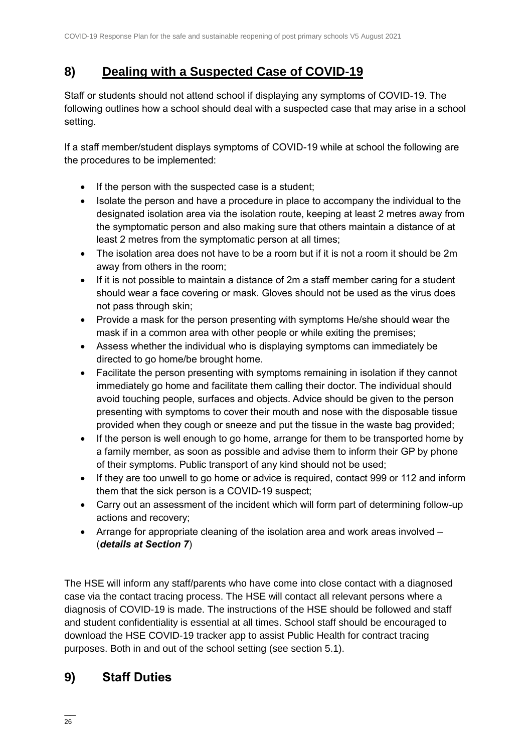## 8) Dealing with a Suspected Case of COVID-19

Staff or students should not attend school if displaying any symptoms of COVID-19. The following outlines how a school should deal with a suspected case that may arise in a school setting.

If a staff member/student displays symptoms of COVID-19 while at school the following are the procedures to be implemented:

- If the person with the suspected case is a student;
- Isolate the person and have a procedure in place to accompany the individual to the designated isolation area via the isolation route, keeping at least 2 metres away from the symptomatic person and also making sure that others maintain a distance of at least 2 metres from the symptomatic person at all times;
- The isolation area does not have to be a room but if it is not a room it should be 2m away from others in the room;
- If it is not possible to maintain a distance of 2m a staff member caring for a student should wear a face covering or mask. Gloves should not be used as the virus does not pass through skin;
- Provide a mask for the person presenting with symptoms He/she should wear the mask if in a common area with other people or while exiting the premises;
- Assess whether the individual who is displaying symptoms can immediately be directed to go home/be brought home.
- Facilitate the person presenting with symptoms remaining in isolation if they cannot immediately go home and facilitate them calling their doctor. The individual should avoid touching people, surfaces and objects. Advice should be given to the person presenting with symptoms to cover their mouth and nose with the disposable tissue provided when they cough or sneeze and put the tissue in the waste bag provided;
- If the person is well enough to go home, arrange for them to be transported home by a family member, as soon as possible and advise them to inform their GP by phone of their symptoms. Public transport of any kind should not be used;
- If they are too unwell to go home or advice is required, contact 999 or 112 and inform them that the sick person is a COVID-19 suspect;
- Carry out an assessment of the incident which will form part of determining follow-up actions and recovery;
- Arrange for appropriate cleaning of the isolation area and work areas involved – (***details at Section 7***)

The HSE will inform any staff/parents who have come into close contact with a diagnosed case via the contact tracing process. The HSE will contact all relevant persons where a diagnosis of COVID-19 is made. The instructions of the HSE should be followed and staff and student confidentiality is essential at all times. School staff should be encouraged to download the HSE COVID-19 tracker app to assist Public Health for contract tracing purposes. Both in and out of the school setting (see section 5.1).

## 9) Staff Duties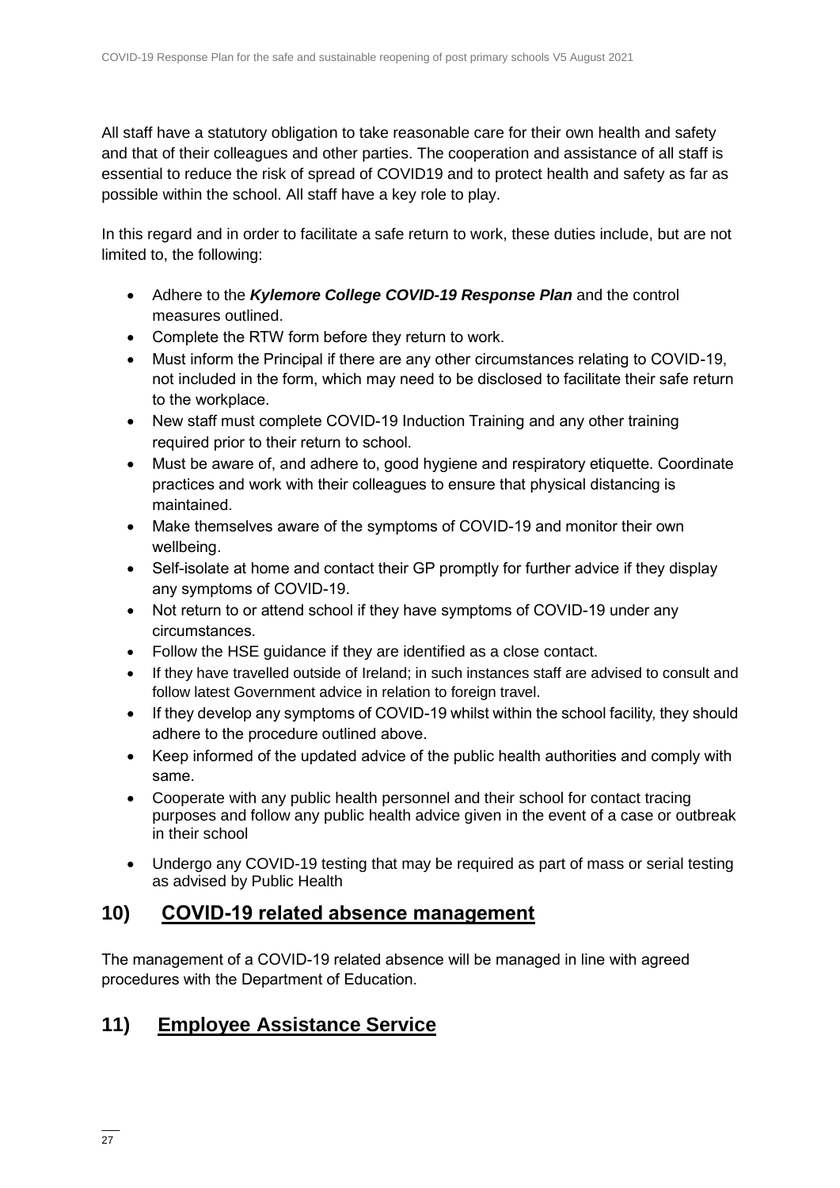All staff have a statutory obligation to take reasonable care for their own health and safety and that of their colleagues and other parties. The cooperation and assistance of all staff is essential to reduce the risk of spread of COVID19 and to protect health and safety as far as possible within the school. All staff have a key role to play.

In this regard and in order to facilitate a safe return to work, these duties include, but are not limited to, the following:

- Adhere to the ***Kylemore College COVID-19 Response Plan*** and the control measures outlined.
- Complete the RTW form before they return to work.
- Must inform the Principal if there are any other circumstances relating to COVID-19, not included in the form, which may need to be disclosed to facilitate their safe return to the workplace.
- New staff must complete COVID-19 Induction Training and any other training required prior to their return to school.
- Must be aware of, and adhere to, good hygiene and respiratory etiquette. Coordinate practices and work with their colleagues to ensure that physical distancing is maintained.
- Make themselves aware of the symptoms of COVID-19 and monitor their own wellbeing.
- Self-isolate at home and contact their GP promptly for further advice if they display any symptoms of COVID-19.
- Not return to or attend school if they have symptoms of COVID-19 under any circumstances.
- Follow the HSE guidance if they are identified as a close contact.
- If they have travelled outside of Ireland; in such instances staff are advised to consult and follow latest Government advice in relation to foreign travel.
- If they develop any symptoms of COVID-19 whilst within the school facility, they should adhere to the procedure outlined above.
- Keep informed of the updated advice of the public health authorities and comply with same.
- Cooperate with any public health personnel and their school for contact tracing purposes and follow any public health advice given in the event of a case or outbreak in their school
- Undergo any COVID-19 testing that may be required as part of mass or serial testing as advised by Public Health

## 10) COVID-19 related absence management

The management of a COVID-19 related absence will be managed in line with agreed procedures with the Department of Education.

## 11) Employee Assistance Service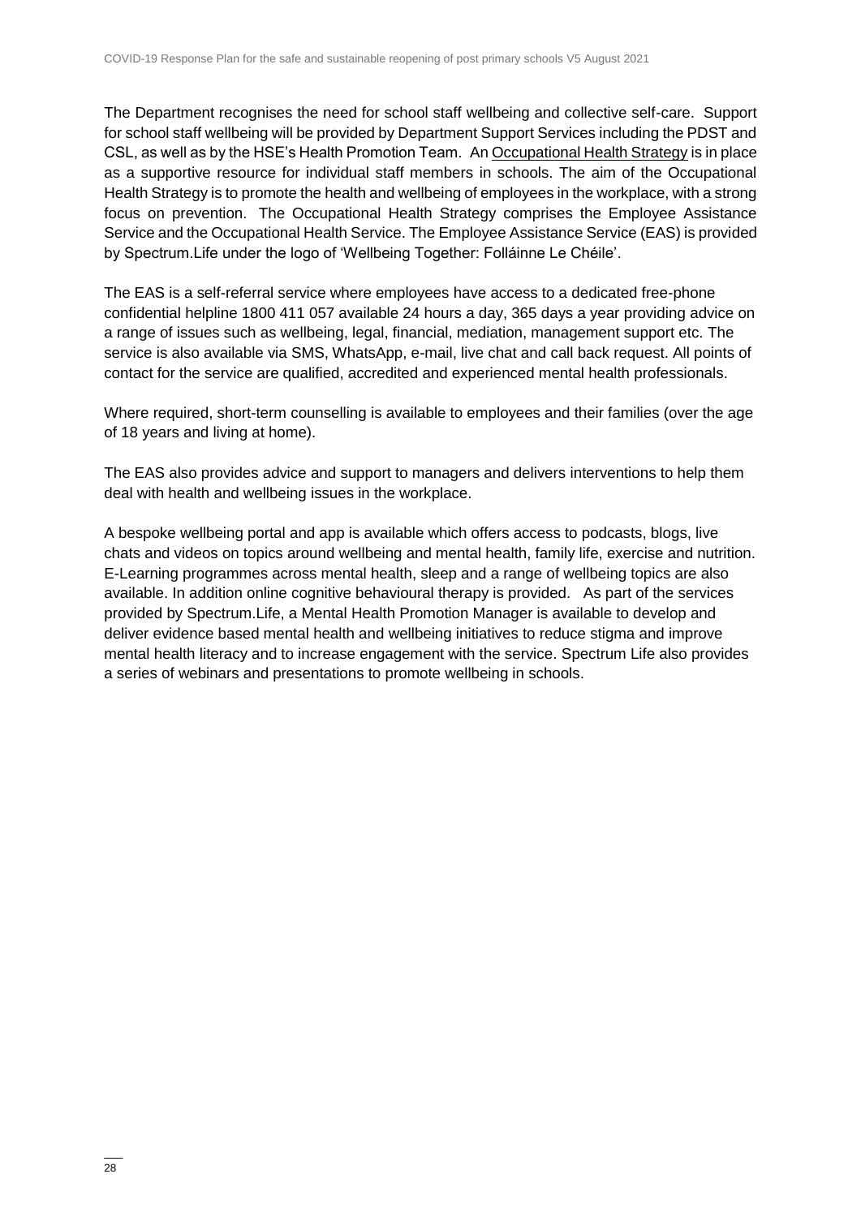The Department recognises the need for school staff wellbeing and collective self-care. Support for school staff wellbeing will be provided by Department Support Services including the PDST and CSL, as well as by the HSE's Health Promotion Team. An Occupational Health Strategy is in place as a supportive resource for individual staff members in schools. The aim of the Occupational Health Strategy is to promote the health and wellbeing of employees in the workplace, with a strong focus on prevention. The Occupational Health Strategy comprises the Employee Assistance Service and the Occupational Health Service. The Employee Assistance Service (EAS) is provided by Spectrum.Life under the logo of 'Wellbeing Together: Folláinne Le Chéile'.

The EAS is a self-referral service where employees have access to a dedicated free-phone confidential helpline 1800 411 057 available 24 hours a day, 365 days a year providing advice on a range of issues such as wellbeing, legal, financial, mediation, management support etc. The service is also available via SMS, WhatsApp, e-mail, live chat and call back request. All points of contact for the service are qualified, accredited and experienced mental health professionals.

Where required, short-term counselling is available to employees and their families (over the age of 18 years and living at home).

The EAS also provides advice and support to managers and delivers interventions to help them deal with health and wellbeing issues in the workplace.

A bespoke wellbeing portal and app is available which offers access to podcasts, blogs, live chats and videos on topics around wellbeing and mental health, family life, exercise and nutrition. E-Learning programmes across mental health, sleep and a range of wellbeing topics are also available. In addition online cognitive behavioural therapy is provided. As part of the services provided by Spectrum.Life, a Mental Health Promotion Manager is available to develop and deliver evidence based mental health and wellbeing initiatives to reduce stigma and improve mental health literacy and to increase engagement with the service. Spectrum Life also provides a series of webinars and presentations to promote wellbeing in schools.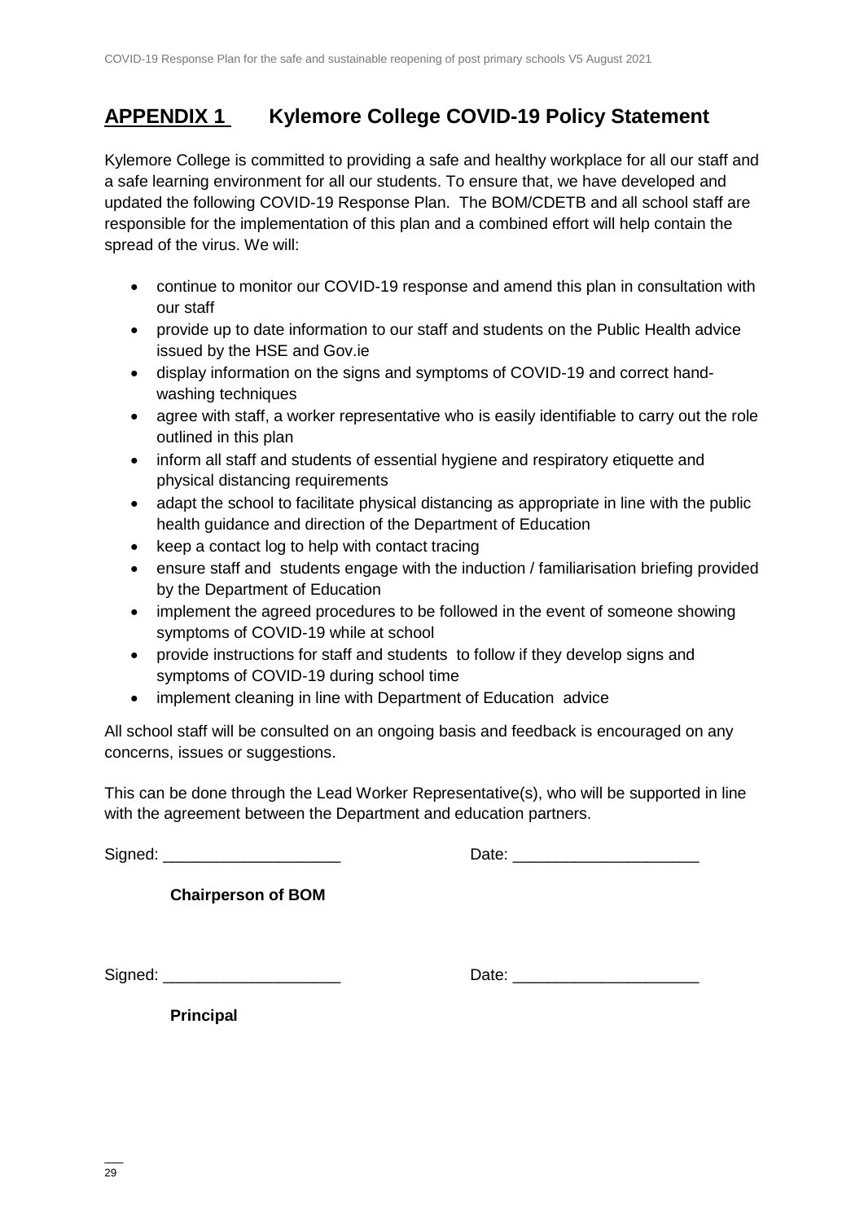# APPENDIX 1 Kylemore College COVID-19 Policy Statement

Kylemore College is committed to providing a safe and healthy workplace for all our staff and a safe learning environment for all our students. To ensure that, we have developed and updated the following COVID-19 Response Plan. The BOM/CDETB and all school staff are responsible for the implementation of this plan and a combined effort will help contain the spread of the virus. We will:

- continue to monitor our COVID-19 response and amend this plan in consultation with our staff
- provide up to date information to our staff and students on the Public Health advice issued by the HSE and Gov.ie
- display information on the signs and symptoms of COVID-19 and correct hand-washing techniques
- agree with staff, a worker representative who is easily identifiable to carry out the role outlined in this plan
- inform all staff and students of essential hygiene and respiratory etiquette and physical distancing requirements
- adapt the school to facilitate physical distancing as appropriate in line with the public health guidance and direction of the Department of Education
- keep a contact log to help with contact tracing
- ensure staff and students engage with the induction / familiarisation briefing provided by the Department of Education
- implement the agreed procedures to be followed in the event of someone showing symptoms of COVID-19 while at school
- provide instructions for staff and students to follow if they develop signs and symptoms of COVID-19 during school time
- implement cleaning in line with Department of Education advice

All school staff will be consulted on an ongoing basis and feedback is encouraged on any concerns, issues or suggestions.

This can be done through the Lead Worker Representative(s), who will be supported in line with the agreement between the Department and education partners.

Signed: ____________________ Date: _____________________

**Chairperson of BOM**

Signed: ____________________ Date: _____________________

**Principal**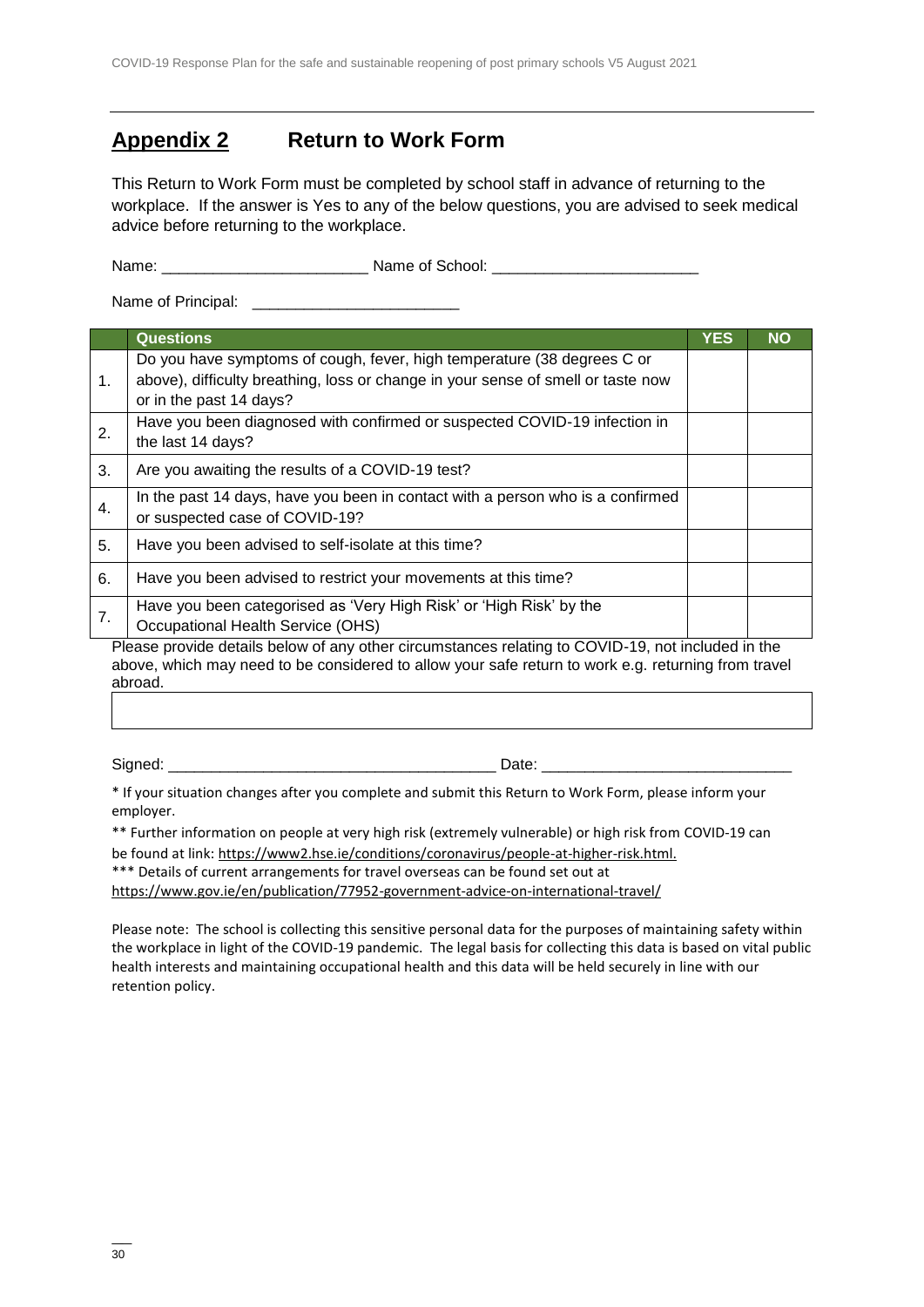## Appendix 2 Return to Work Form

This Return to Work Form must be completed by school staff in advance of returning to the workplace. If the answer is Yes to any of the below questions, you are advised to seek medical advice before returning to the workplace.

Name: ________________________ Name of School: ________________________

Name of Principal: ________________________

| | Questions | YES | NO |
|---|---|---|---|
| 1. | Do you have symptoms of cough, fever, high temperature (38 degrees C or above), difficulty breathing, loss or change in your sense of smell or taste now or in the past 14 days? | | |
| 2. | Have you been diagnosed with confirmed or suspected COVID-19 infection in the last 14 days? | | |
| 3. | Are you awaiting the results of a COVID-19 test? | | |
| 4. | In the past 14 days, have you been in contact with a person who is a confirmed or suspected case of COVID-19? | | |
| 5. | Have you been advised to self-isolate at this time? | | |
| 6. | Have you been advised to restrict your movements at this time? | | |
| 7. | Have you been categorised as 'Very High Risk' or 'High Risk' by the Occupational Health Service (OHS) | | |

Please provide details below of any other circumstances relating to COVID-19, not included in the above, which may need to be considered to allow your safe return to work e.g. returning from travel abroad.

| |
|---|
| |

Signed: ______________________________________ Date: ____________________________

* If your situation changes after you complete and submit this Return to Work Form, please inform your employer.

** Further information on people at very high risk (extremely vulnerable) or high risk from COVID-19 can be found at link: https://www2.hse.ie/conditions/coronavirus/people-at-higher-risk.html.

*** Details of current arrangements for travel overseas can be found set out at https://www.gov.ie/en/publication/77952-government-advice-on-international-travel/

Please note: The school is collecting this sensitive personal data for the purposes of maintaining safety within the workplace in light of the COVID-19 pandemic. The legal basis for collecting this data is based on vital public health interests and maintaining occupational health and this data will be held securely in line with our retention policy.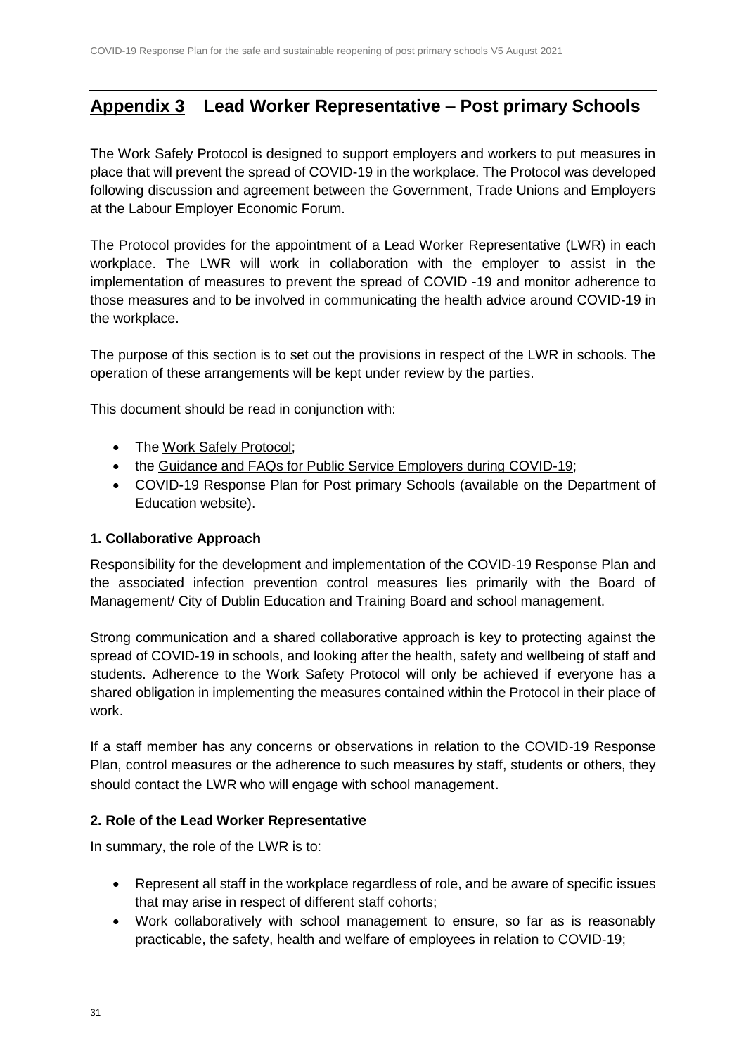## Appendix 3 Lead Worker Representative – Post primary Schools

The Work Safely Protocol is designed to support employers and workers to put measures in place that will prevent the spread of COVID-19 in the workplace. The Protocol was developed following discussion and agreement between the Government, Trade Unions and Employers at the Labour Employer Economic Forum.

The Protocol provides for the appointment of a Lead Worker Representative (LWR) in each workplace. The LWR will work in collaboration with the employer to assist in the implementation of measures to prevent the spread of COVID -19 and monitor adherence to those measures and to be involved in communicating the health advice around COVID-19 in the workplace.

The purpose of this section is to set out the provisions in respect of the LWR in schools. The operation of these arrangements will be kept under review by the parties.

This document should be read in conjunction with:

- The Work Safely Protocol;
- the Guidance and FAQs for Public Service Employers during COVID-19;
- COVID-19 Response Plan for Post primary Schools (available on the Department of Education website).

### 1. Collaborative Approach

Responsibility for the development and implementation of the COVID-19 Response Plan and the associated infection prevention control measures lies primarily with the Board of Management/ City of Dublin Education and Training Board and school management.

Strong communication and a shared collaborative approach is key to protecting against the spread of COVID-19 in schools, and looking after the health, safety and wellbeing of staff and students. Adherence to the Work Safety Protocol will only be achieved if everyone has a shared obligation in implementing the measures contained within the Protocol in their place of work.

If a staff member has any concerns or observations in relation to the COVID-19 Response Plan, control measures or the adherence to such measures by staff, students or others, they should contact the LWR who will engage with school management.

### 2. Role of the Lead Worker Representative

In summary, the role of the LWR is to:

- Represent all staff in the workplace regardless of role, and be aware of specific issues that may arise in respect of different staff cohorts;
- Work collaboratively with school management to ensure, so far as is reasonably practicable, the safety, health and welfare of employees in relation to COVID-19;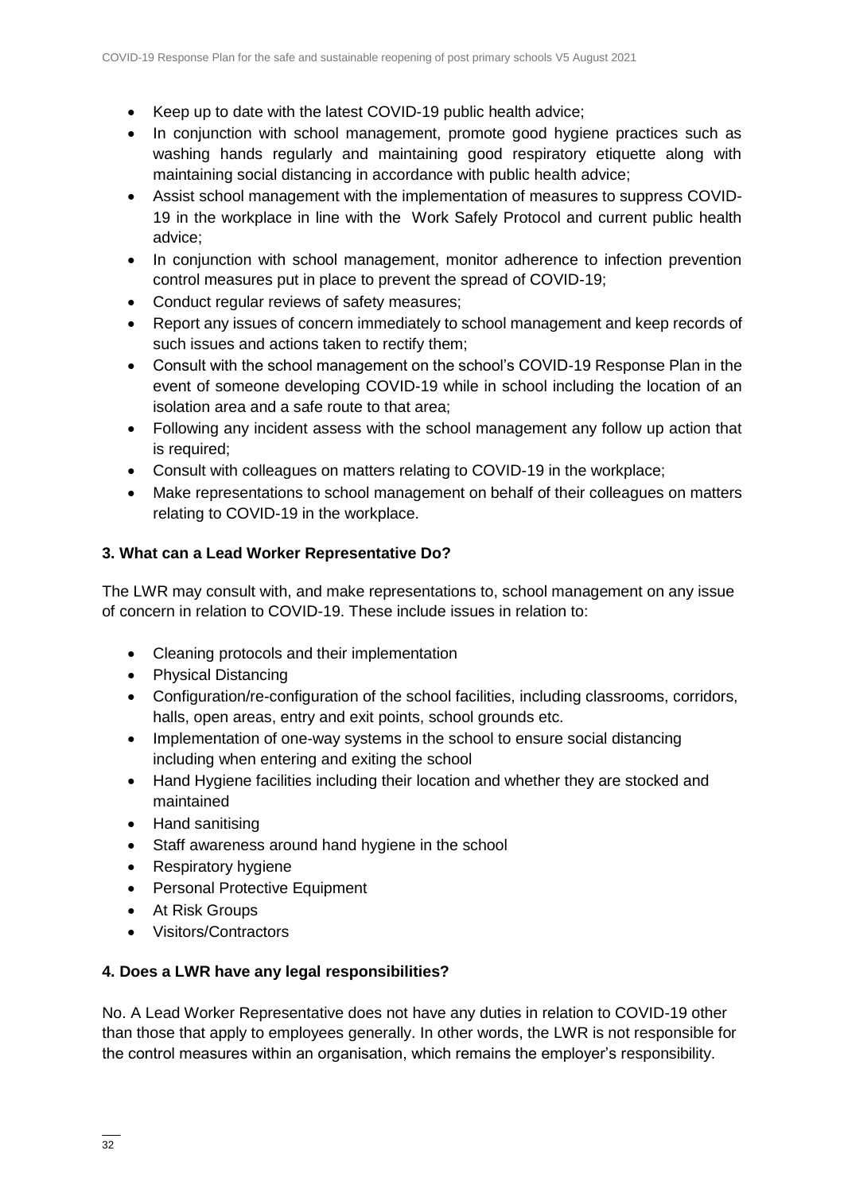- Keep up to date with the latest COVID-19 public health advice;
- In conjunction with school management, promote good hygiene practices such as washing hands regularly and maintaining good respiratory etiquette along with maintaining social distancing in accordance with public health advice;
- Assist school management with the implementation of measures to suppress COVID-19 in the workplace in line with the Work Safely Protocol and current public health advice;
- In conjunction with school management, monitor adherence to infection prevention control measures put in place to prevent the spread of COVID-19;
- Conduct regular reviews of safety measures;
- Report any issues of concern immediately to school management and keep records of such issues and actions taken to rectify them;
- Consult with the school management on the school's COVID-19 Response Plan in the event of someone developing COVID-19 while in school including the location of an isolation area and a safe route to that area;
- Following any incident assess with the school management any follow up action that is required;
- Consult with colleagues on matters relating to COVID-19 in the workplace;
- Make representations to school management on behalf of their colleagues on matters relating to COVID-19 in the workplace.

**3. What can a Lead Worker Representative Do?**

The LWR may consult with, and make representations to, school management on any issue of concern in relation to COVID-19. These include issues in relation to:

- Cleaning protocols and their implementation
- Physical Distancing
- Configuration/re-configuration of the school facilities, including classrooms, corridors, halls, open areas, entry and exit points, school grounds etc.
- Implementation of one-way systems in the school to ensure social distancing including when entering and exiting the school
- Hand Hygiene facilities including their location and whether they are stocked and maintained
- Hand sanitising
- Staff awareness around hand hygiene in the school
- Respiratory hygiene
- Personal Protective Equipment
- At Risk Groups
- Visitors/Contractors

**4. Does a LWR have any legal responsibilities?**

No. A Lead Worker Representative does not have any duties in relation to COVID-19 other than those that apply to employees generally. In other words, the LWR is not responsible for the control measures within an organisation, which remains the employer's responsibility.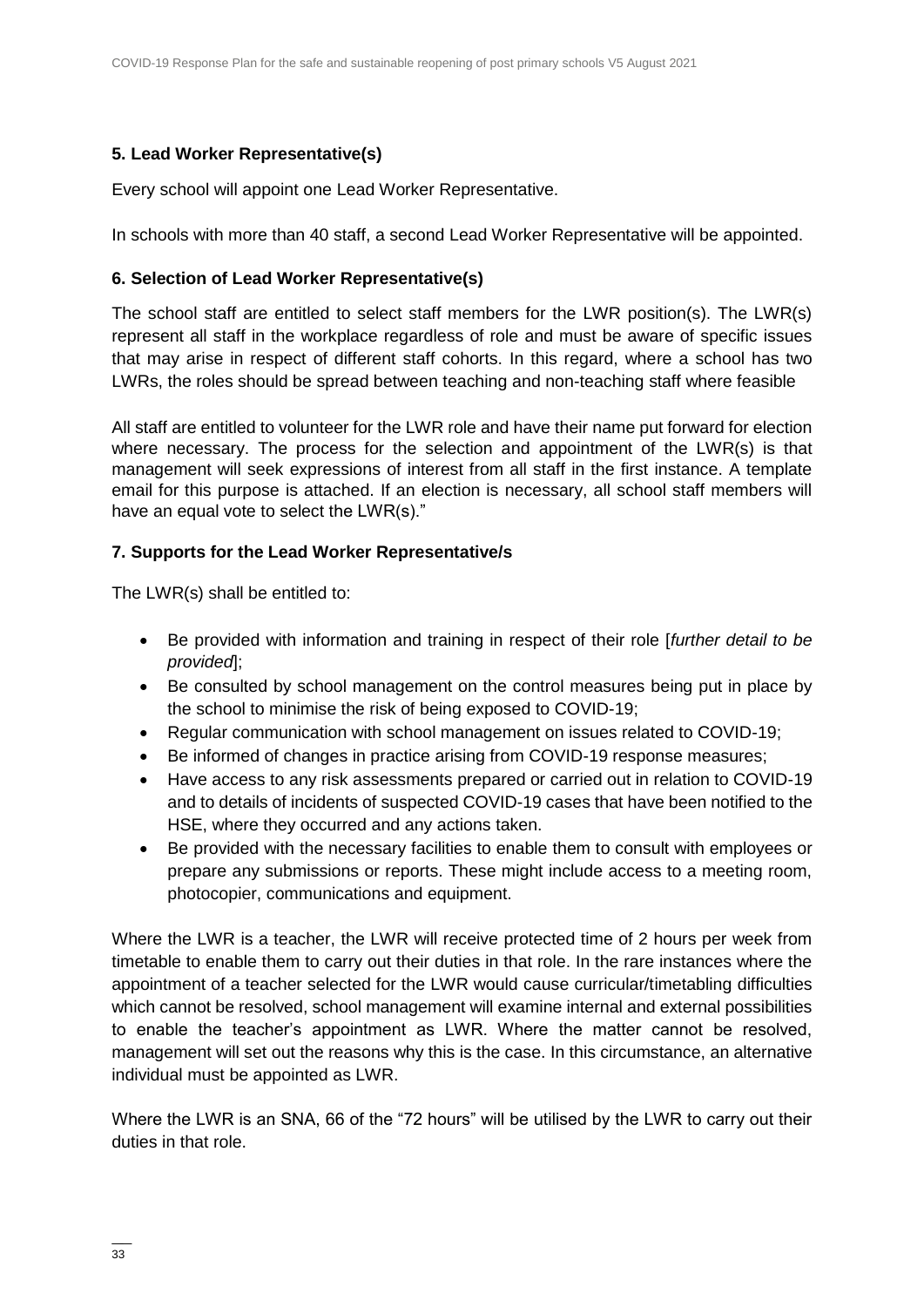## 5. Lead Worker Representative(s)

Every school will appoint one Lead Worker Representative.

In schools with more than 40 staff, a second Lead Worker Representative will be appointed.

## 6. Selection of Lead Worker Representative(s)

The school staff are entitled to select staff members for the LWR position(s). The LWR(s) represent all staff in the workplace regardless of role and must be aware of specific issues that may arise in respect of different staff cohorts. In this regard, where a school has two LWRs, the roles should be spread between teaching and non-teaching staff where feasible

All staff are entitled to volunteer for the LWR role and have their name put forward for election where necessary. The process for the selection and appointment of the LWR(s) is that management will seek expressions of interest from all staff in the first instance. A template email for this purpose is attached. If an election is necessary, all school staff members will have an equal vote to select the LWR(s)."

## 7. Supports for the Lead Worker Representative/s

The LWR(s) shall be entitled to:

- Be provided with information and training in respect of their role [*further detail to be provided*];
- Be consulted by school management on the control measures being put in place by the school to minimise the risk of being exposed to COVID-19;
- Regular communication with school management on issues related to COVID-19;
- Be informed of changes in practice arising from COVID-19 response measures;
- Have access to any risk assessments prepared or carried out in relation to COVID-19 and to details of incidents of suspected COVID-19 cases that have been notified to the HSE, where they occurred and any actions taken.
- Be provided with the necessary facilities to enable them to consult with employees or prepare any submissions or reports. These might include access to a meeting room, photocopier, communications and equipment.

Where the LWR is a teacher, the LWR will receive protected time of 2 hours per week from timetable to enable them to carry out their duties in that role. In the rare instances where the appointment of a teacher selected for the LWR would cause curricular/timetabling difficulties which cannot be resolved, school management will examine internal and external possibilities to enable the teacher's appointment as LWR. Where the matter cannot be resolved, management will set out the reasons why this is the case. In this circumstance, an alternative individual must be appointed as LWR.

Where the LWR is an SNA, 66 of the "72 hours" will be utilised by the LWR to carry out their duties in that role.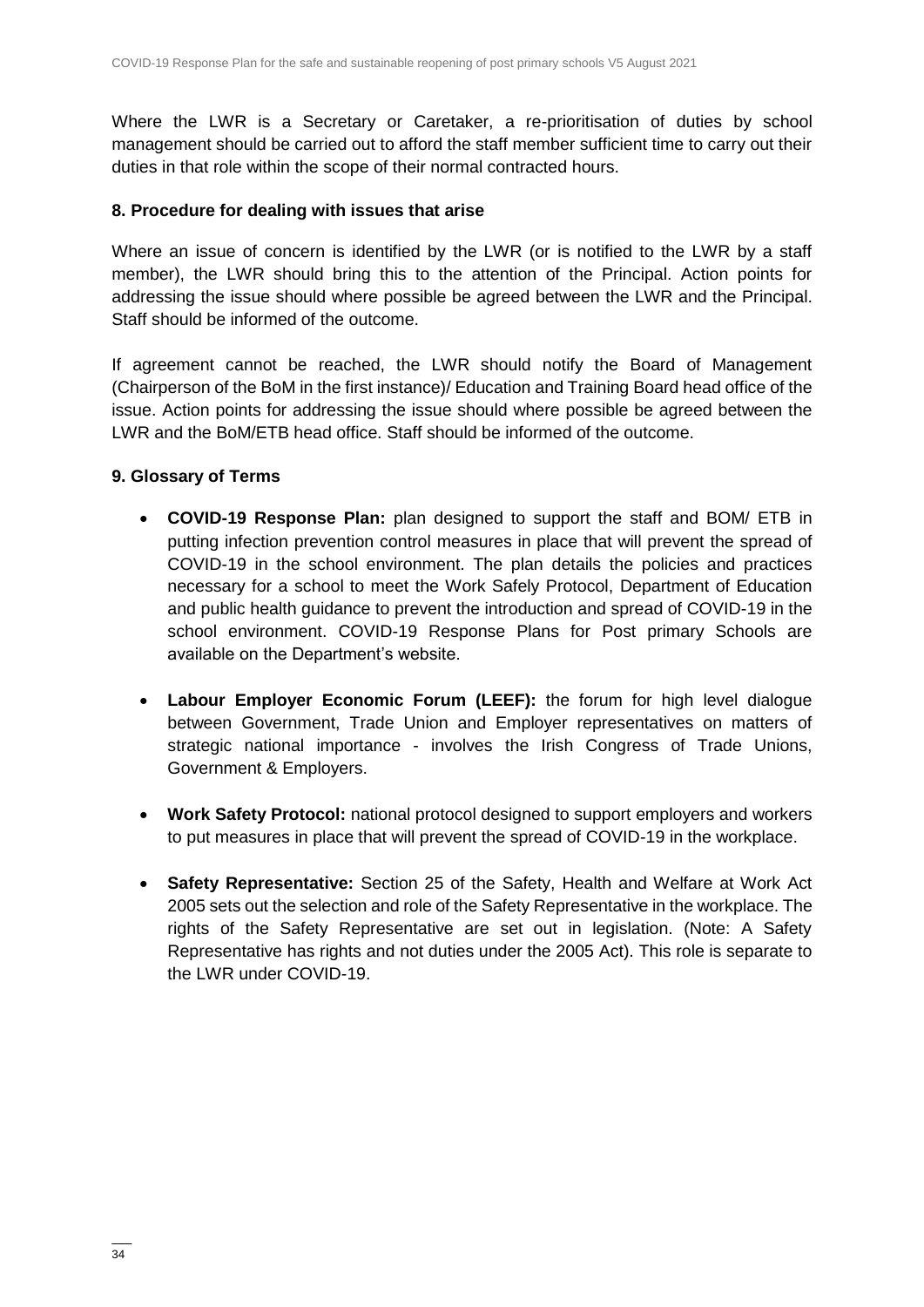Where the LWR is a Secretary or Caretaker, a re-prioritisation of duties by school management should be carried out to afford the staff member sufficient time to carry out their duties in that role within the scope of their normal contracted hours.

## 8. Procedure for dealing with issues that arise

Where an issue of concern is identified by the LWR (or is notified to the LWR by a staff member), the LWR should bring this to the attention of the Principal. Action points for addressing the issue should where possible be agreed between the LWR and the Principal. Staff should be informed of the outcome.

If agreement cannot be reached, the LWR should notify the Board of Management (Chairperson of the BoM in the first instance)/ Education and Training Board head office of the issue. Action points for addressing the issue should where possible be agreed between the LWR and the BoM/ETB head office. Staff should be informed of the outcome.

## 9. Glossary of Terms

- **COVID-19 Response Plan:** plan designed to support the staff and BOM/ ETB in putting infection prevention control measures in place that will prevent the spread of COVID-19 in the school environment. The plan details the policies and practices necessary for a school to meet the Work Safely Protocol, Department of Education and public health guidance to prevent the introduction and spread of COVID-19 in the school environment. COVID-19 Response Plans for Post primary Schools are available on the Department's website.

- **Labour Employer Economic Forum (LEEF):** the forum for high level dialogue between Government, Trade Union and Employer representatives on matters of strategic national importance - involves the Irish Congress of Trade Unions, Government & Employers.

- **Work Safety Protocol:** national protocol designed to support employers and workers to put measures in place that will prevent the spread of COVID-19 in the workplace.

- **Safety Representative:** Section 25 of the Safety, Health and Welfare at Work Act 2005 sets out the selection and role of the Safety Representative in the workplace. The rights of the Safety Representative are set out in legislation. (Note: A Safety Representative has rights and not duties under the 2005 Act). This role is separate to the LWR under COVID-19.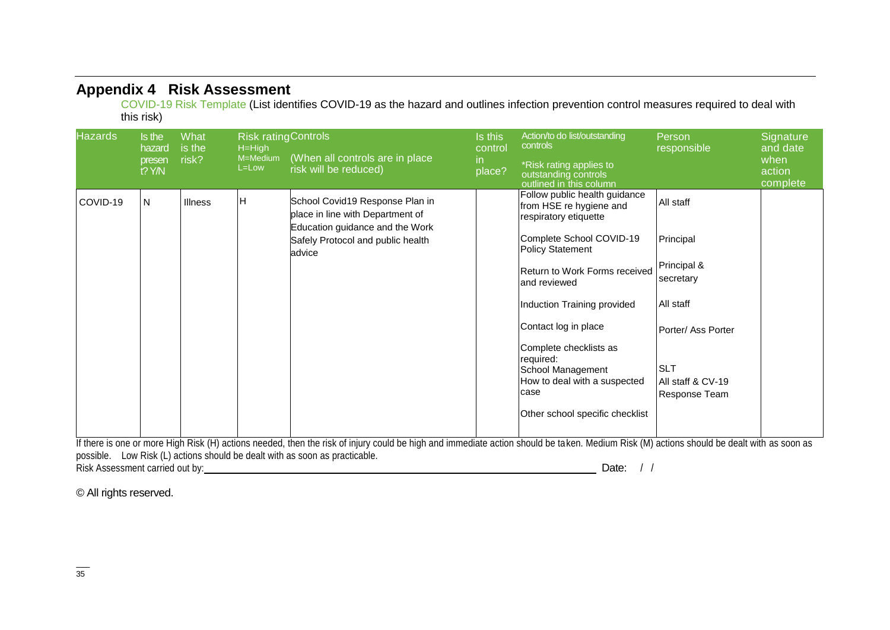## Appendix 4 Risk Assessment

COVID-19 Risk Template (List identifies COVID-19 as the hazard and outlines infection prevention control measures required to deal with this risk)

| Hazards | Is the hazard present? Y/N | What is the risk? | Risk rating H=High M=Medium L=Low | Controls (When all controls are in place risk will be reduced) | Is this control in place? | Action/to do list/outstanding controls *Risk rating applies to outstanding controls outlined in this column | Person responsible | Signature and date when action complete |
|---|---|---|---|---|---|---|---|---|
| COVID-19 | N | Illness | H | School Covid19 Response Plan in place in line with Department of Education guidance and the Work Safely Protocol and public health advice | | Follow public health guidance from HSE re hygiene and respiratory etiquette | All staff | |
| | | | | | | Complete School COVID-19 Policy Statement | Principal | |
| | | | | | | Return to Work Forms received and reviewed | Principal & secretary | |
| | | | | | | Induction Training provided | All staff | |
| | | | | | | Contact log in place | Porter/ Ass Porter | |
| | | | | | | Complete checklists as required: School Management | SLT | |
| | | | | | | How to deal with a suspected case | All staff & CV-19 Response Team | |
| | | | | | | Other school specific checklist | | |

If there is one or more High Risk (H) actions needed, then the risk of injury could be high and immediate action should be taken. Medium Risk (M) actions should be dealt with as soon as possible. Low Risk (L) actions should be dealt with as soon as practicable.

Risk Assessment carried out by:\_\_\_\_\_\_\_\_\_\_\_\_\_\_\_\_\_\_\_\_\_\_\_\_\_\_\_\_ Date: / /

© All rights reserved.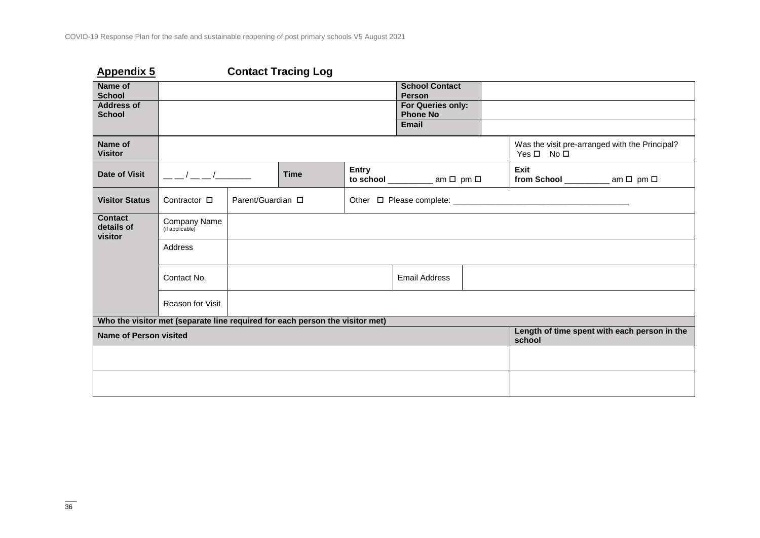## Appendix 5 Contact Tracing Log

| | | | | | |
|---|---|---|---|---|---|
| **Name of School** | | | **School Contact Person** | | |
| **Address of School** | | | **For Queries only: Phone No** | | |
| | | | **Email** | | |
| **Name of Visitor** | | | | | Was the visit pre-arranged with the Principal? Yes ☐ No ☐ |
| **Date of Visit** | __ __ / __ __ /________ | **Time** | **Entry to school** __________ am ☐ pm ☐ | | **Exit from School** __________ am ☐ pm ☐ |
| **Visitor Status** | Contractor ☐ | Parent/Guardian ☐ | Other ☐ Please complete: ______________________________________ | | |
| **Contact details of visitor** | Company Name (if applicable) | | | | |
| | Address | | | | |
| | Contact No. | | Email Address | | |
| | Reason for Visit | | | | |

**Who the visitor met (separate line required for each person the visitor met)**

| **Name of Person visited** | **Length of time spent with each person in the school** |
|---|---|
| | |
| | |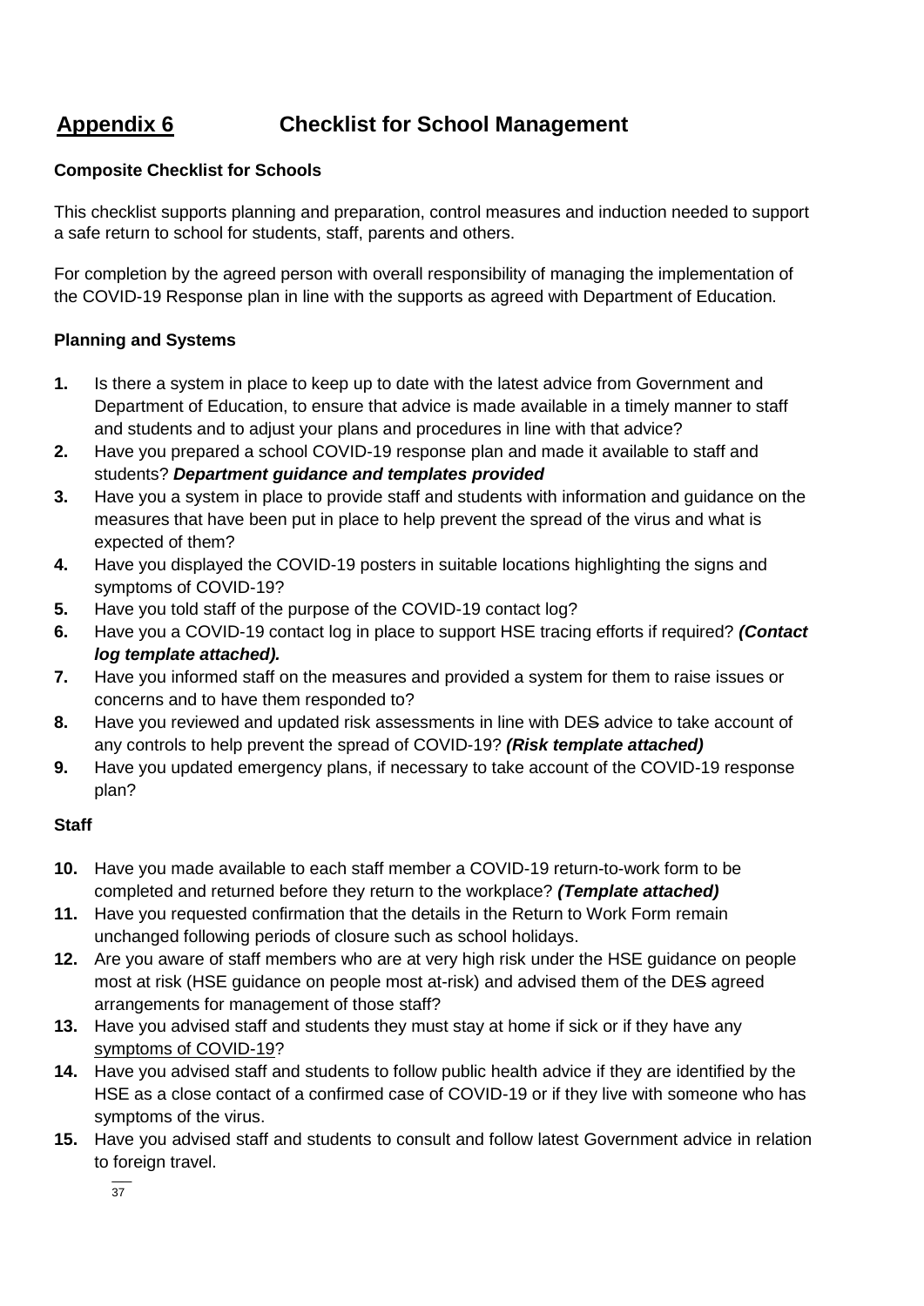## Appendix 6 Checklist for School Management

**Composite Checklist for Schools**

This checklist supports planning and preparation, control measures and induction needed to support a safe return to school for students, staff, parents and others.

For completion by the agreed person with overall responsibility of managing the implementation of the COVID-19 Response plan in line with the supports as agreed with Department of Education.

**Planning and Systems**

1. Is there a system in place to keep up to date with the latest advice from Government and Department of Education, to ensure that advice is made available in a timely manner to staff and students and to adjust your plans and procedures in line with that advice?
2. Have you prepared a school COVID-19 response plan and made it available to staff and students? ***Department guidance and templates provided***
3. Have you a system in place to provide staff and students with information and guidance on the measures that have been put in place to help prevent the spread of the virus and what is expected of them?
4. Have you displayed the COVID-19 posters in suitable locations highlighting the signs and symptoms of COVID-19?
5. Have you told staff of the purpose of the COVID-19 contact log?
6. Have you a COVID-19 contact log in place to support HSE tracing efforts if required? ***(Contact log template attached).***
7. Have you informed staff on the measures and provided a system for them to raise issues or concerns and to have them responded to?
8. Have you reviewed and updated risk assessments in line with DE~~S~~ advice to take account of any controls to help prevent the spread of COVID-19? ***(Risk template attached)***
9. Have you updated emergency plans, if necessary to take account of the COVID-19 response plan?

**Staff**

10. Have you made available to each staff member a COVID-19 return-to-work form to be completed and returned before they return to the workplace? ***(Template attached)***
11. Have you requested confirmation that the details in the Return to Work Form remain unchanged following periods of closure such as school holidays.
12. Are you aware of staff members who are at very high risk under the HSE guidance on people most at risk (HSE guidance on people most at-risk) and advised them of the DE~~S~~ agreed arrangements for management of those staff?
13. Have you advised staff and students they must stay at home if sick or if they have any symptoms of COVID-19?
14. Have you advised staff and students to follow public health advice if they are identified by the HSE as a close contact of a confirmed case of COVID-19 or if they live with someone who has symptoms of the virus.
15. Have you advised staff and students to consult and follow latest Government advice in relation to foreign travel.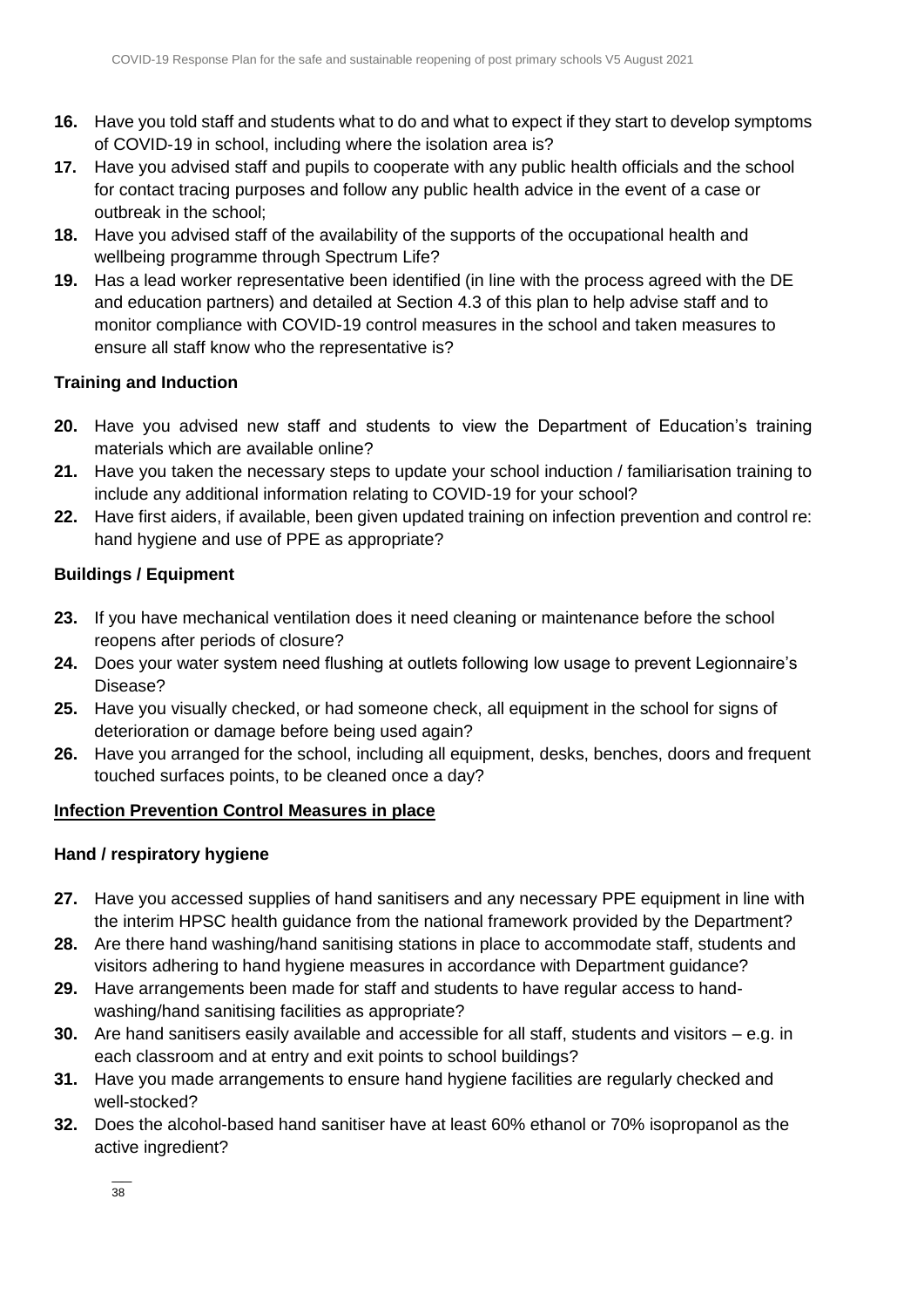**16.** Have you told staff and students what to do and what to expect if they start to develop symptoms of COVID-19 in school, including where the isolation area is?

**17.** Have you advised staff and pupils to cooperate with any public health officials and the school for contact tracing purposes and follow any public health advice in the event of a case or outbreak in the school;

**18.** Have you advised staff of the availability of the supports of the occupational health and wellbeing programme through Spectrum Life?

**19.** Has a lead worker representative been identified (in line with the process agreed with the DE and education partners) and detailed at Section 4.3 of this plan to help advise staff and to monitor compliance with COVID-19 control measures in the school and taken measures to ensure all staff know who the representative is?

### Training and Induction

**20.** Have you advised new staff and students to view the Department of Education's training materials which are available online?

**21.** Have you taken the necessary steps to update your school induction / familiarisation training to include any additional information relating to COVID-19 for your school?

**22.** Have first aiders, if available, been given updated training on infection prevention and control re: hand hygiene and use of PPE as appropriate?

### Buildings / Equipment

**23.** If you have mechanical ventilation does it need cleaning or maintenance before the school reopens after periods of closure?

**24.** Does your water system need flushing at outlets following low usage to prevent Legionnaire's Disease?

**25.** Have you visually checked, or had someone check, all equipment in the school for signs of deterioration or damage before being used again?

**26.** Have you arranged for the school, including all equipment, desks, benches, doors and frequent touched surfaces points, to be cleaned once a day?

## Infection Prevention Control Measures in place

### Hand / respiratory hygiene

**27.** Have you accessed supplies of hand sanitisers and any necessary PPE equipment in line with the interim HPSC health guidance from the national framework provided by the Department?

**28.** Are there hand washing/hand sanitising stations in place to accommodate staff, students and visitors adhering to hand hygiene measures in accordance with Department guidance?

**29.** Have arrangements been made for staff and students to have regular access to hand-washing/hand sanitising facilities as appropriate?

**30.** Are hand sanitisers easily available and accessible for all staff, students and visitors – e.g. in each classroom and at entry and exit points to school buildings?

**31.** Have you made arrangements to ensure hand hygiene facilities are regularly checked and well-stocked?

**32.** Does the alcohol-based hand sanitiser have at least 60% ethanol or 70% isopropanol as the active ingredient?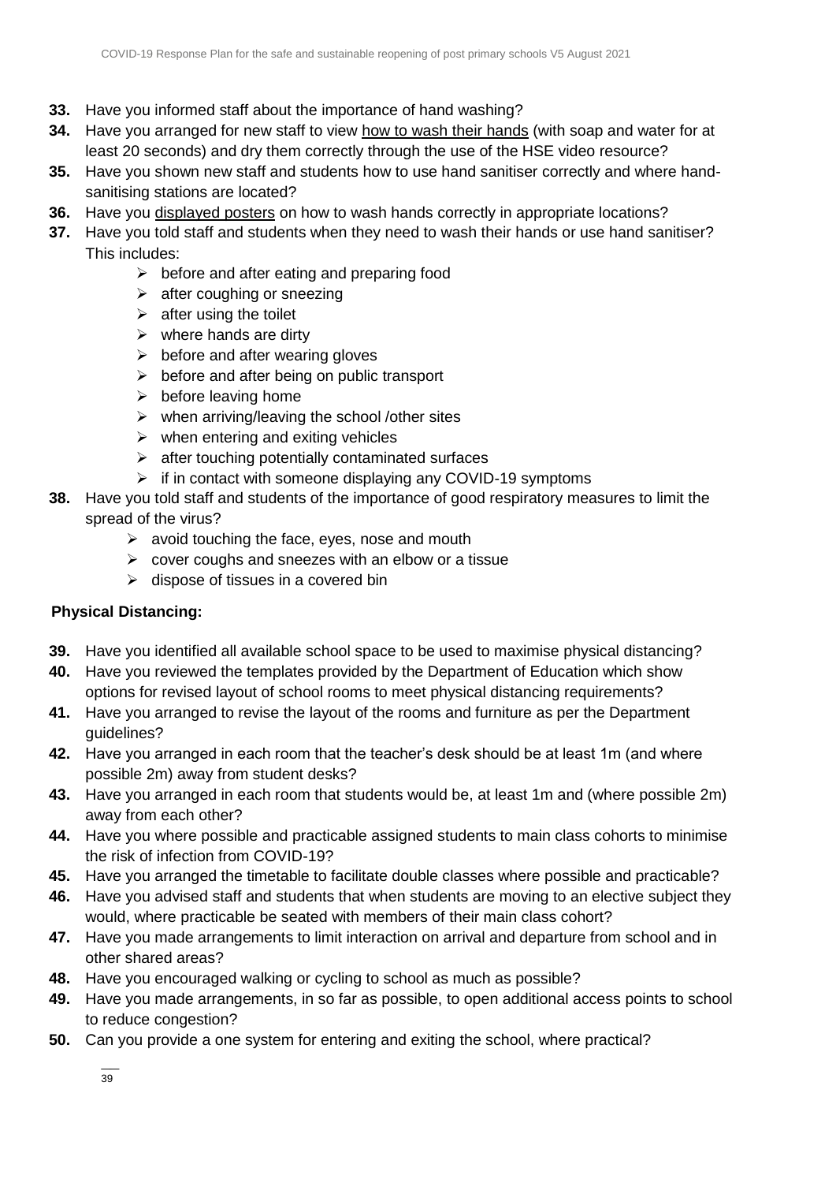33. Have you informed staff about the importance of hand washing?
34. Have you arranged for new staff to view how to wash their hands (with soap and water for at least 20 seconds) and dry them correctly through the use of the HSE video resource?
35. Have you shown new staff and students how to use hand sanitiser correctly and where hand-sanitising stations are located?
36. Have you displayed posters on how to wash hands correctly in appropriate locations?
37. Have you told staff and students when they need to wash their hands or use hand sanitiser? This includes:
    - before and after eating and preparing food
    - after coughing or sneezing
    - after using the toilet
    - where hands are dirty
    - before and after wearing gloves
    - before and after being on public transport
    - before leaving home
    - when arriving/leaving the school /other sites
    - when entering and exiting vehicles
    - after touching potentially contaminated surfaces
    - if in contact with someone displaying any COVID-19 symptoms
38. Have you told staff and students of the importance of good respiratory measures to limit the spread of the virus?
    - avoid touching the face, eyes, nose and mouth
    - cover coughs and sneezes with an elbow or a tissue
    - dispose of tissues in a covered bin

**Physical Distancing:**

39. Have you identified all available school space to be used to maximise physical distancing?
40. Have you reviewed the templates provided by the Department of Education which show options for revised layout of school rooms to meet physical distancing requirements?
41. Have you arranged to revise the layout of the rooms and furniture as per the Department guidelines?
42. Have you arranged in each room that the teacher's desk should be at least 1m (and where possible 2m) away from student desks?
43. Have you arranged in each room that students would be, at least 1m and (where possible 2m) away from each other?
44. Have you where possible and practicable assigned students to main class cohorts to minimise the risk of infection from COVID-19?
45. Have you arranged the timetable to facilitate double classes where possible and practicable?
46. Have you advised staff and students that when students are moving to an elective subject they would, where practicable be seated with members of their main class cohort?
47. Have you made arrangements to limit interaction on arrival and departure from school and in other shared areas?
48. Have you encouraged walking or cycling to school as much as possible?
49. Have you made arrangements, in so far as possible, to open additional access points to school to reduce congestion?
50. Can you provide a one system for entering and exiting the school, where practical?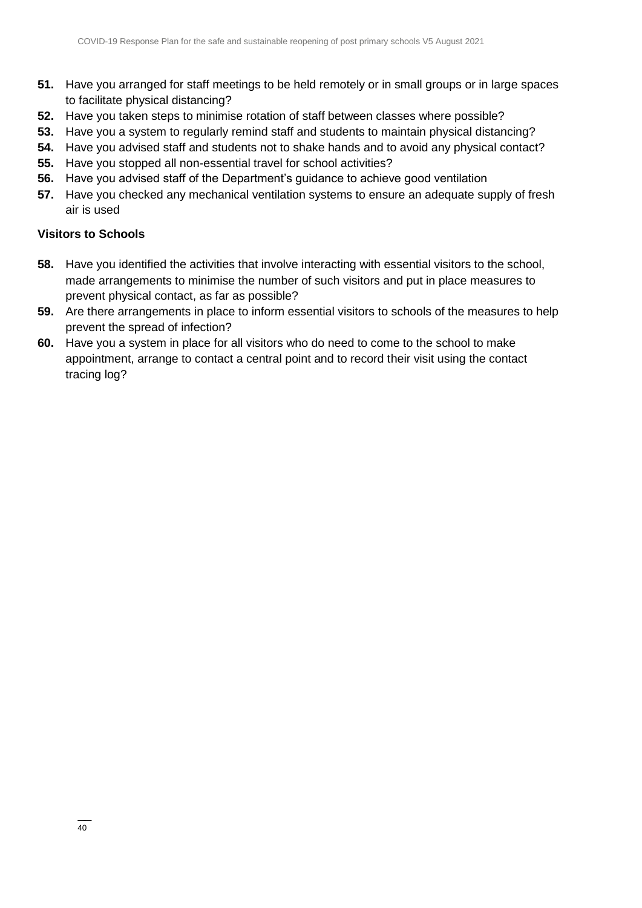**51.** Have you arranged for staff meetings to be held remotely or in small groups or in large spaces to facilitate physical distancing?

**52.** Have you taken steps to minimise rotation of staff between classes where possible?

**53.** Have you a system to regularly remind staff and students to maintain physical distancing?

**54.** Have you advised staff and students not to shake hands and to avoid any physical contact?

**55.** Have you stopped all non-essential travel for school activities?

**56.** Have you advised staff of the Department's guidance to achieve good ventilation

**57.** Have you checked any mechanical ventilation systems to ensure an adequate supply of fresh air is used

**Visitors to Schools**

**58.** Have you identified the activities that involve interacting with essential visitors to the school, made arrangements to minimise the number of such visitors and put in place measures to prevent physical contact, as far as possible?

**59.** Are there arrangements in place to inform essential visitors to schools of the measures to help prevent the spread of infection?

**60.** Have you a system in place for all visitors who do need to come to the school to make appointment, arrange to contact a central point and to record their visit using the contact tracing log?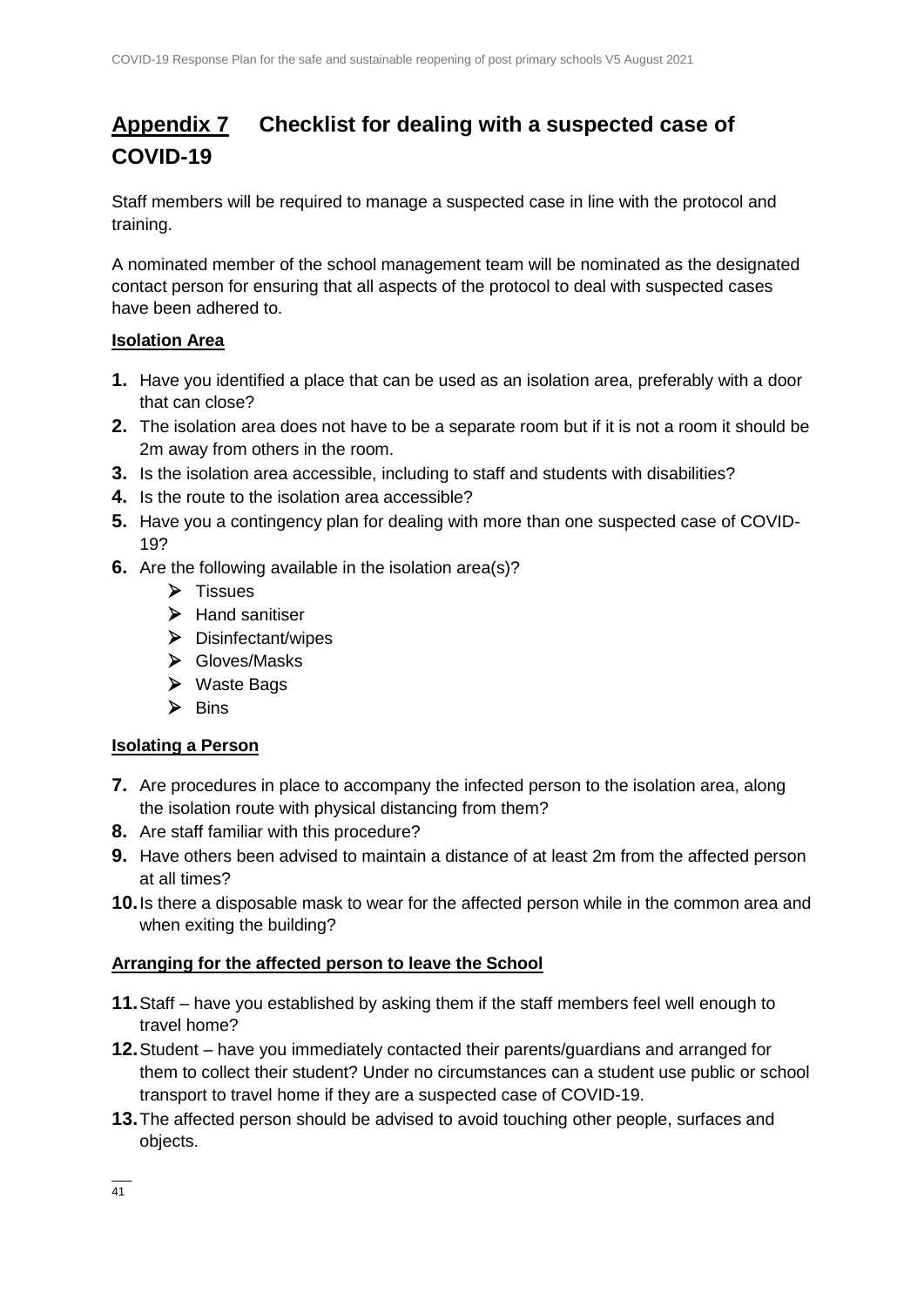# Appendix 7 Checklist for dealing with a suspected case of COVID-19

Staff members will be required to manage a suspected case in line with the protocol and training.

A nominated member of the school management team will be nominated as the designated contact person for ensuring that all aspects of the protocol to deal with suspected cases have been adhered to.

**Isolation Area**

1. Have you identified a place that can be used as an isolation area, preferably with a door that can close?
2. The isolation area does not have to be a separate room but if it is not a room it should be 2m away from others in the room.
3. Is the isolation area accessible, including to staff and students with disabilities?
4. Is the route to the isolation area accessible?
5. Have you a contingency plan for dealing with more than one suspected case of COVID-19?
6. Are the following available in the isolation area(s)?
   - Tissues
   - Hand sanitiser
   - Disinfectant/wipes
   - Gloves/Masks
   - Waste Bags
   - Bins

**Isolating a Person**

7. Are procedures in place to accompany the infected person to the isolation area, along the isolation route with physical distancing from them?
8. Are staff familiar with this procedure?
9. Have others been advised to maintain a distance of at least 2m from the affected person at all times?
10. Is there a disposable mask to wear for the affected person while in the common area and when exiting the building?

**Arranging for the affected person to leave the School**

11. Staff – have you established by asking them if the staff members feel well enough to travel home?
12. Student – have you immediately contacted their parents/guardians and arranged for them to collect their student? Under no circumstances can a student use public or school transport to travel home if they are a suspected case of COVID-19.
13. The affected person should be advised to avoid touching other people, surfaces and objects.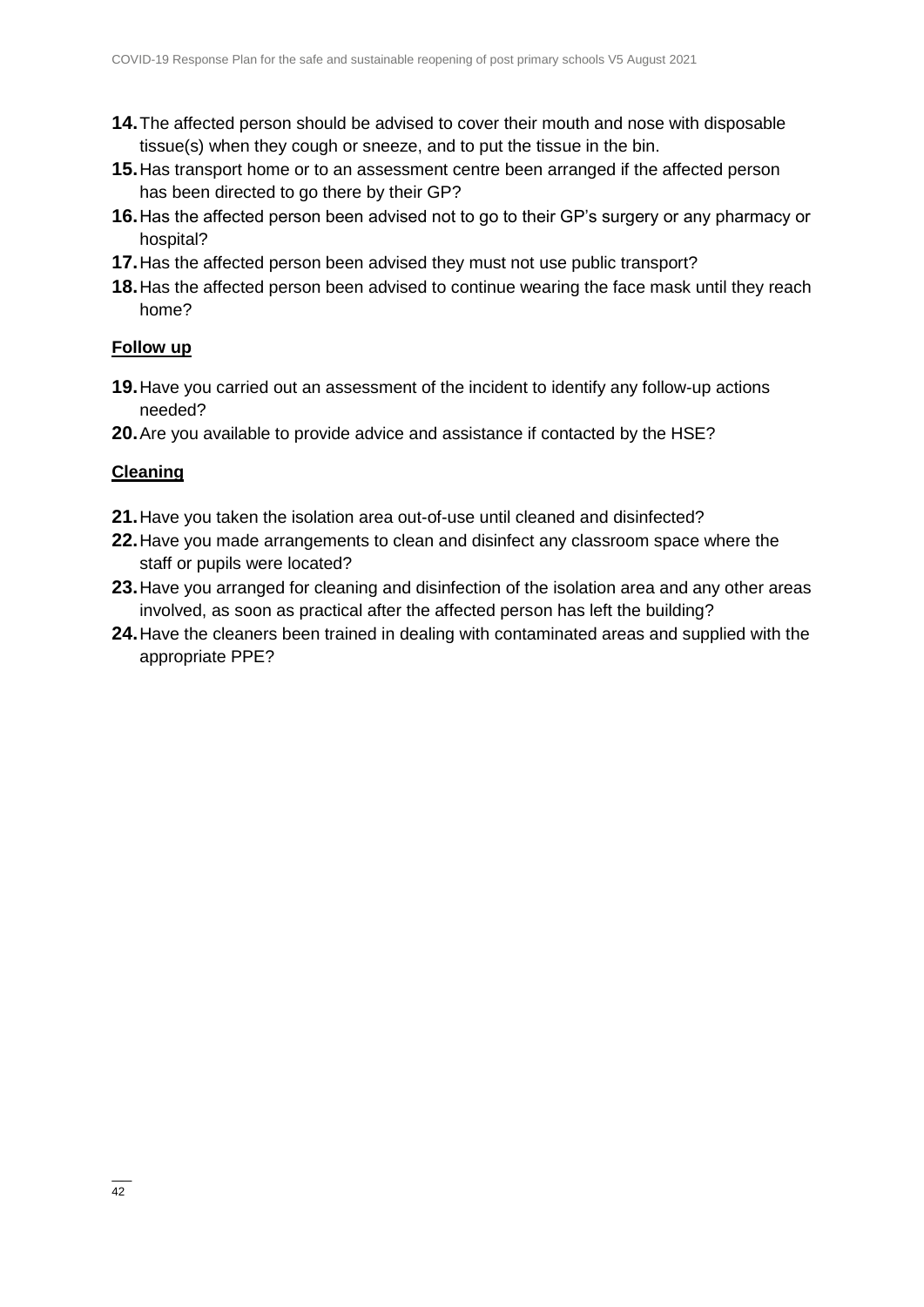14. The affected person should be advised to cover their mouth and nose with disposable tissue(s) when they cough or sneeze, and to put the tissue in the bin.
15. Has transport home or to an assessment centre been arranged if the affected person has been directed to go there by their GP?
16. Has the affected person been advised not to go to their GP's surgery or any pharmacy or hospital?
17. Has the affected person been advised they must not use public transport?
18. Has the affected person been advised to continue wearing the face mask until they reach home?

**Follow up**

19. Have you carried out an assessment of the incident to identify any follow-up actions needed?
20. Are you available to provide advice and assistance if contacted by the HSE?

**Cleaning**

21. Have you taken the isolation area out-of-use until cleaned and disinfected?
22. Have you made arrangements to clean and disinfect any classroom space where the staff or pupils were located?
23. Have you arranged for cleaning and disinfection of the isolation area and any other areas involved, as soon as practical after the affected person has left the building?
24. Have the cleaners been trained in dealing with contaminated areas and supplied with the appropriate PPE?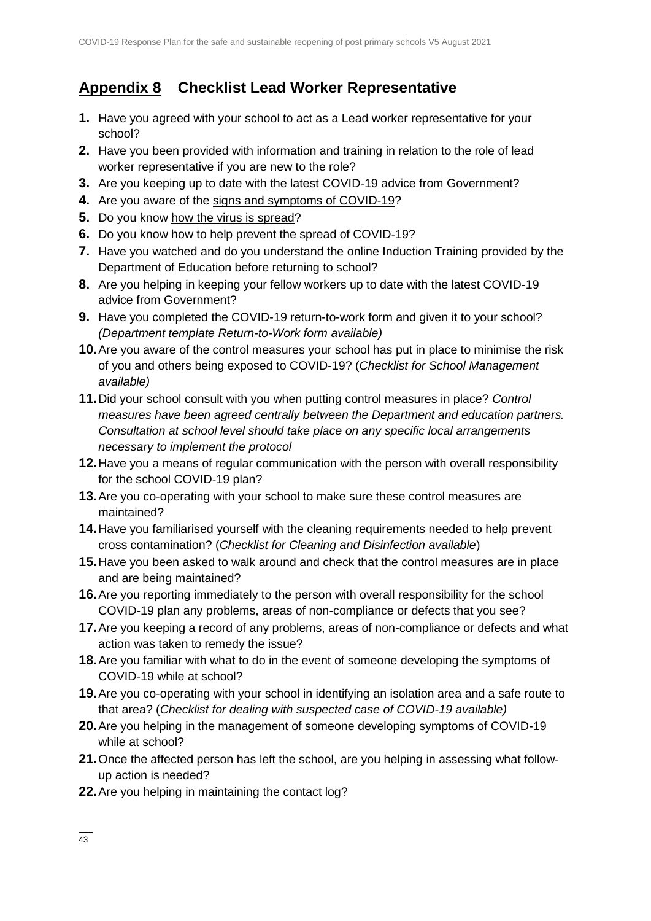## Appendix 8 Checklist Lead Worker Representative

1. Have you agreed with your school to act as a Lead worker representative for your school?
2. Have you been provided with information and training in relation to the role of lead worker representative if you are new to the role?
3. Are you keeping up to date with the latest COVID-19 advice from Government?
4. Are you aware of the signs and symptoms of COVID-19?
5. Do you know how the virus is spread?
6. Do you know how to help prevent the spread of COVID-19?
7. Have you watched and do you understand the online Induction Training provided by the Department of Education before returning to school?
8. Are you helping in keeping your fellow workers up to date with the latest COVID-19 advice from Government?
9. Have you completed the COVID-19 return-to-work form and given it to your school? *(Department template Return-to-Work form available)*
10. Are you aware of the control measures your school has put in place to minimise the risk of you and others being exposed to COVID-19? (*Checklist for School Management available)*
11. Did your school consult with you when putting control measures in place? *Control measures have been agreed centrally between the Department and education partners. Consultation at school level should take place on any specific local arrangements necessary to implement the protocol*
12. Have you a means of regular communication with the person with overall responsibility for the school COVID-19 plan?
13. Are you co-operating with your school to make sure these control measures are maintained?
14. Have you familiarised yourself with the cleaning requirements needed to help prevent cross contamination? (*Checklist for Cleaning and Disinfection available*)
15. Have you been asked to walk around and check that the control measures are in place and are being maintained?
16. Are you reporting immediately to the person with overall responsibility for the school COVID-19 plan any problems, areas of non-compliance or defects that you see?
17. Are you keeping a record of any problems, areas of non-compliance or defects and what action was taken to remedy the issue?
18. Are you familiar with what to do in the event of someone developing the symptoms of COVID-19 while at school?
19. Are you co-operating with your school in identifying an isolation area and a safe route to that area? (*Checklist for dealing with suspected case of COVID-19 available)*
20. Are you helping in the management of someone developing symptoms of COVID-19 while at school?
21. Once the affected person has left the school, are you helping in assessing what follow-up action is needed?
22. Are you helping in maintaining the contact log?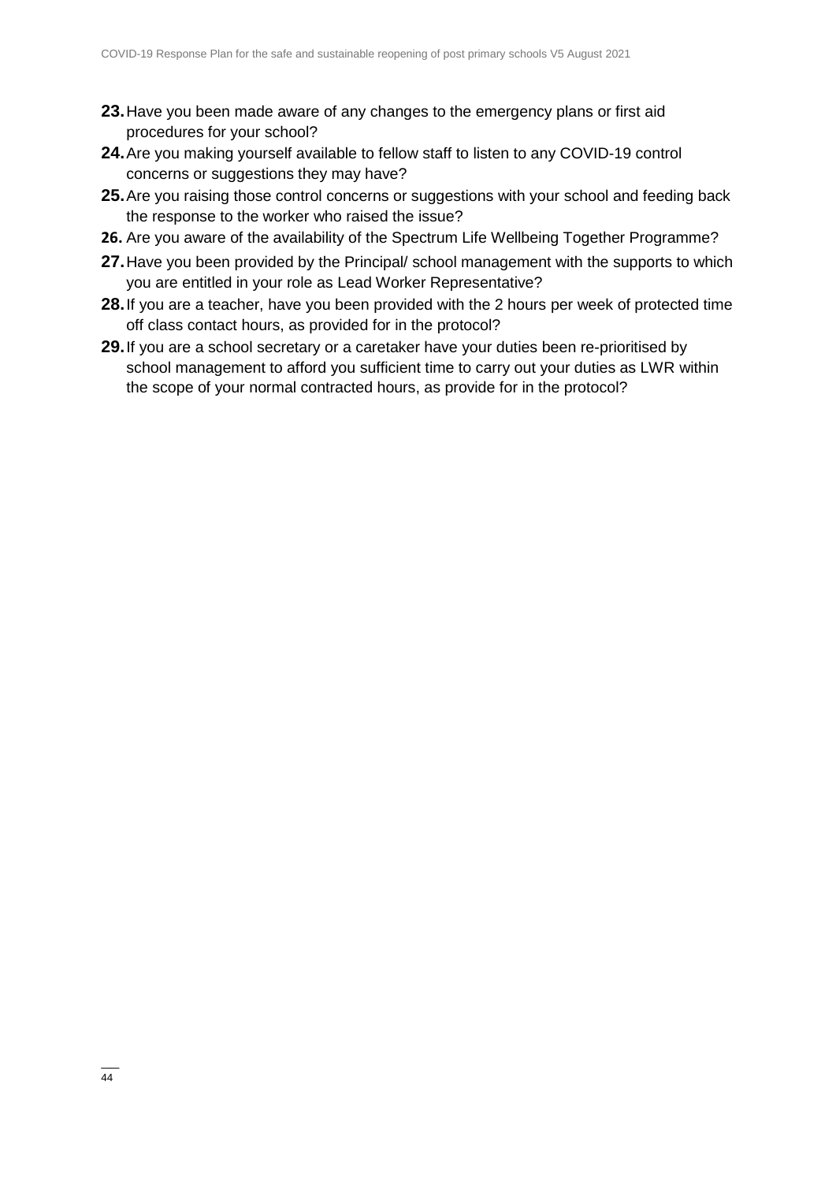**23.** Have you been made aware of any changes to the emergency plans or first aid procedures for your school?

**24.** Are you making yourself available to fellow staff to listen to any COVID-19 control concerns or suggestions they may have?

**25.** Are you raising those control concerns or suggestions with your school and feeding back the response to the worker who raised the issue?

**26.** Are you aware of the availability of the Spectrum Life Wellbeing Together Programme?

**27.** Have you been provided by the Principal/ school management with the supports to which you are entitled in your role as Lead Worker Representative?

**28.** If you are a teacher, have you been provided with the 2 hours per week of protected time off class contact hours, as provided for in the protocol?

**29.** If you are a school secretary or a caretaker have your duties been re-prioritised by school management to afford you sufficient time to carry out your duties as LWR within the scope of your normal contracted hours, as provide for in the protocol?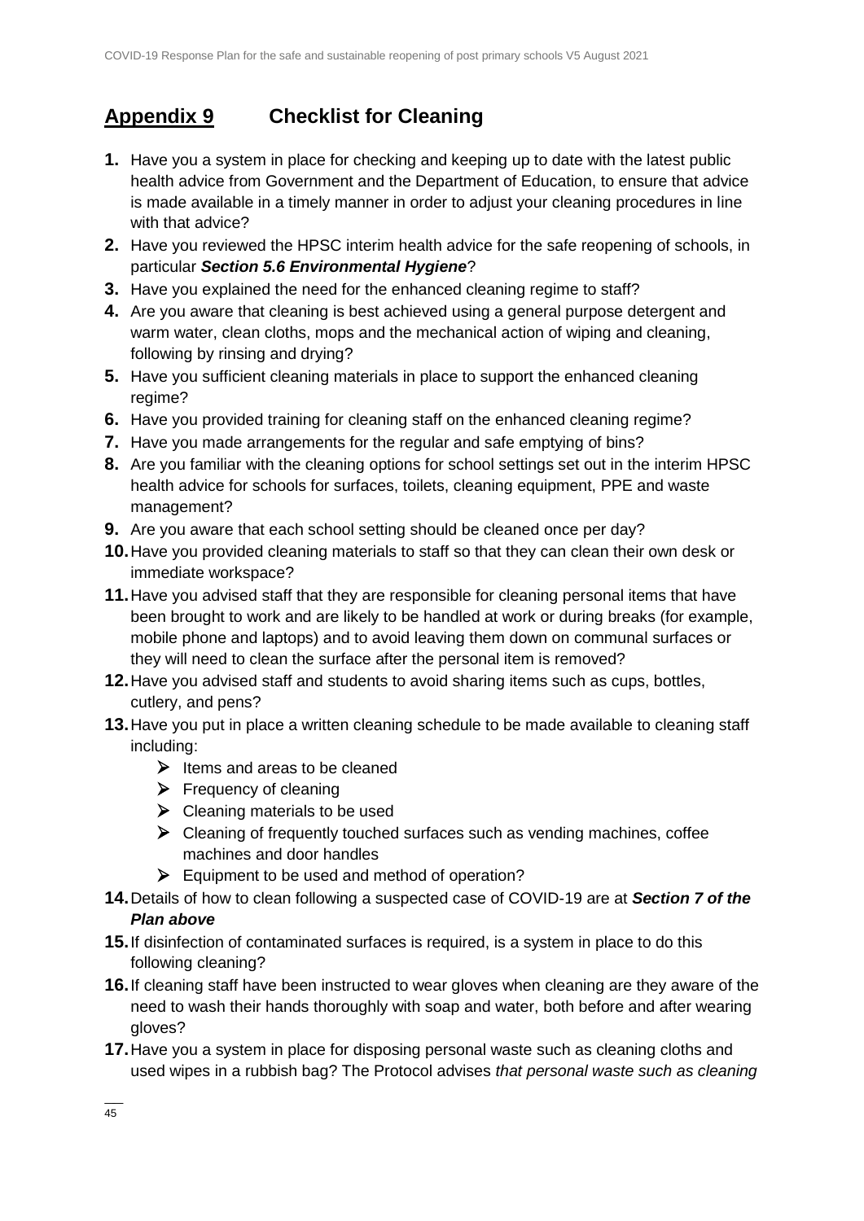## **Appendix 9** Checklist for Cleaning

1. Have you a system in place for checking and keeping up to date with the latest public health advice from Government and the Department of Education, to ensure that advice is made available in a timely manner in order to adjust your cleaning procedures in line with that advice?
2. Have you reviewed the HPSC interim health advice for the safe reopening of schools, in particular ***Section 5.6 Environmental Hygiene***?
3. Have you explained the need for the enhanced cleaning regime to staff?
4. Are you aware that cleaning is best achieved using a general purpose detergent and warm water, clean cloths, mops and the mechanical action of wiping and cleaning, following by rinsing and drying?
5. Have you sufficient cleaning materials in place to support the enhanced cleaning regime?
6. Have you provided training for cleaning staff on the enhanced cleaning regime?
7. Have you made arrangements for the regular and safe emptying of bins?
8. Are you familiar with the cleaning options for school settings set out in the interim HPSC health advice for schools for surfaces, toilets, cleaning equipment, PPE and waste management?
9. Are you aware that each school setting should be cleaned once per day?
10. Have you provided cleaning materials to staff so that they can clean their own desk or immediate workspace?
11. Have you advised staff that they are responsible for cleaning personal items that have been brought to work and are likely to be handled at work or during breaks (for example, mobile phone and laptops) and to avoid leaving them down on communal surfaces or they will need to clean the surface after the personal item is removed?
12. Have you advised staff and students to avoid sharing items such as cups, bottles, cutlery, and pens?
13. Have you put in place a written cleaning schedule to be made available to cleaning staff including:
    - Items and areas to be cleaned
    - Frequency of cleaning
    - Cleaning materials to be used
    - Cleaning of frequently touched surfaces such as vending machines, coffee machines and door handles
    - Equipment to be used and method of operation?
14. Details of how to clean following a suspected case of COVID-19 are at ***Section 7 of the Plan above***
15. If disinfection of contaminated surfaces is required, is a system in place to do this following cleaning?
16. If cleaning staff have been instructed to wear gloves when cleaning are they aware of the need to wash their hands thoroughly with soap and water, both before and after wearing gloves?
17. Have you a system in place for disposing personal waste such as cleaning cloths and used wipes in a rubbish bag? The Protocol advises *that personal waste such as cleaning*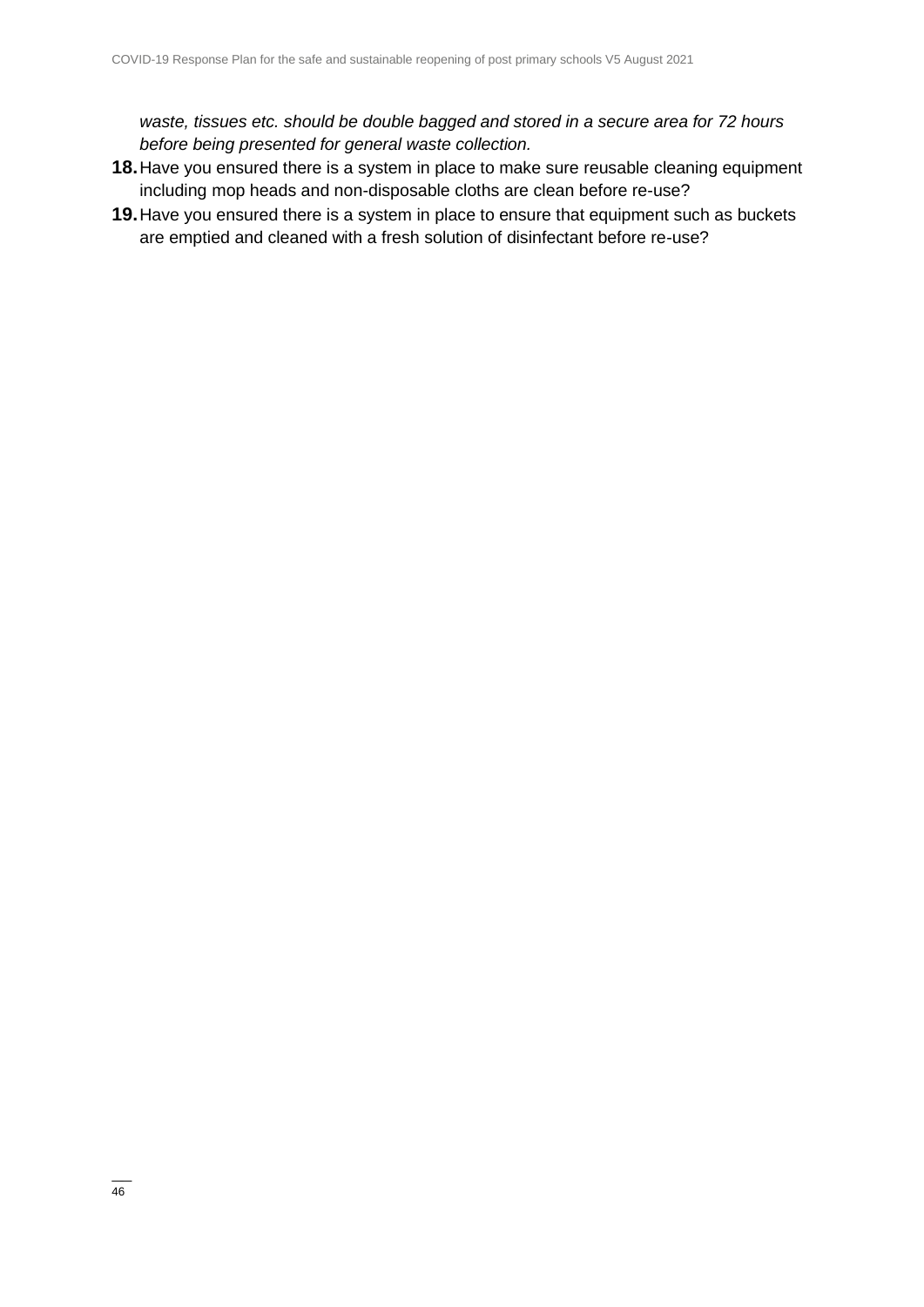*waste, tissues etc. should be double bagged and stored in a secure area for 72 hours before being presented for general waste collection.*

18. Have you ensured there is a system in place to make sure reusable cleaning equipment including mop heads and non-disposable cloths are clean before re-use?
19. Have you ensured there is a system in place to ensure that equipment such as buckets are emptied and cleaned with a fresh solution of disinfectant before re-use?